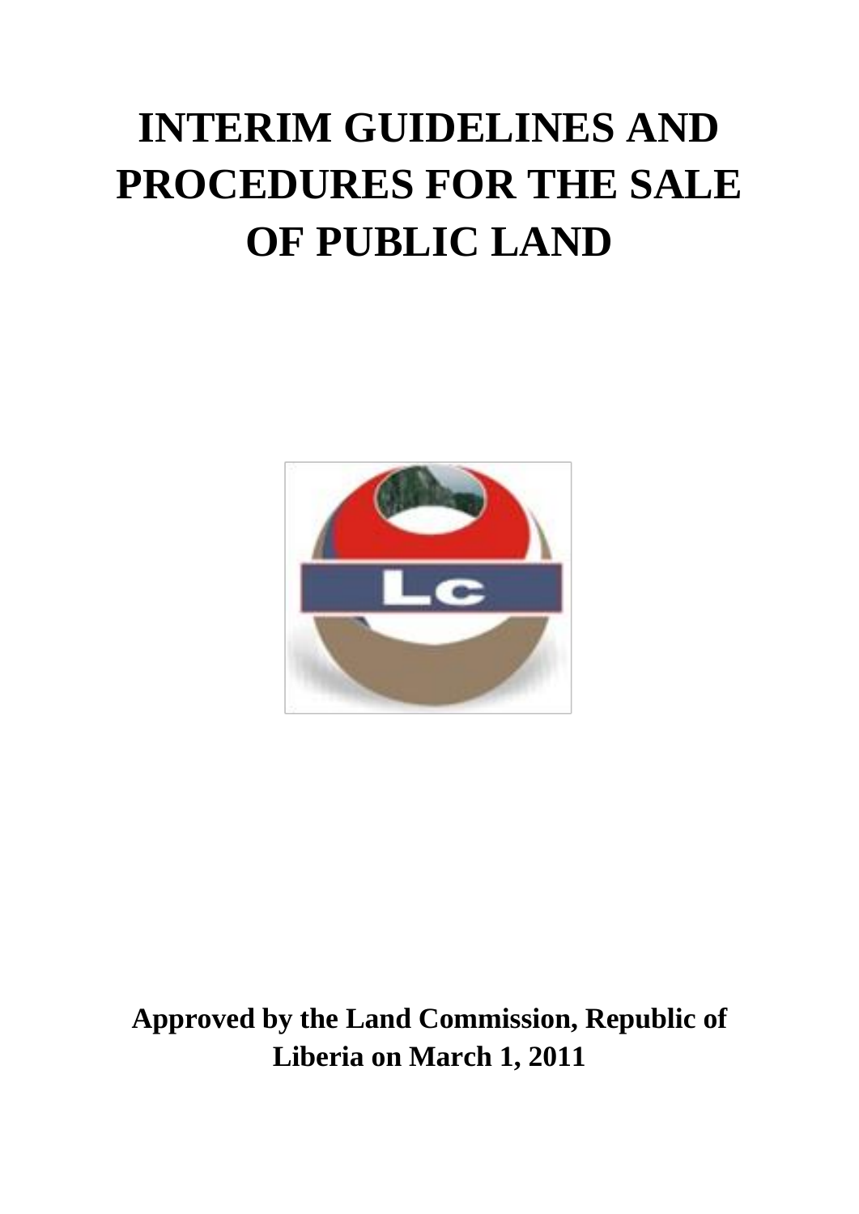# INTERIM GUIDELINES AND PROCEDURES FOR THE SALE OF PUBLIC LAND

**Approved by the Land Commission, Republic of Liberia on March 1, 2011**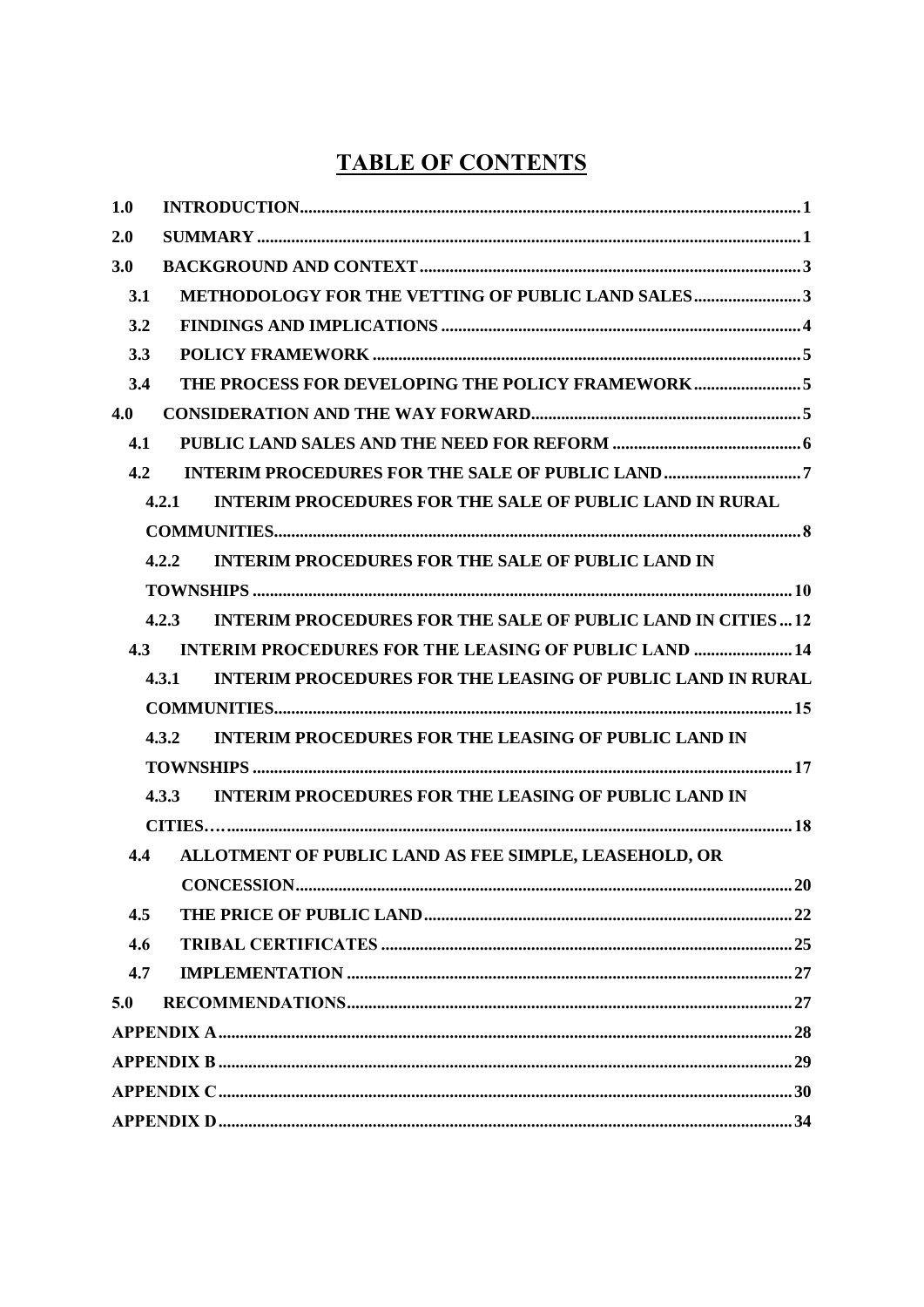# TABLE OF CONTENTS

- 1.0 INTRODUCTION ... 1
- 2.0 SUMMARY ... 1
- 3.0 BACKGROUND AND CONTEXT ... 3
  - 3.1 METHODOLOGY FOR THE VETTING OF PUBLIC LAND SALES ... 3
  - 3.2 FINDINGS AND IMPLICATIONS ... 4
  - 3.3 POLICY FRAMEWORK ... 5
  - 3.4 THE PROCESS FOR DEVELOPING THE POLICY FRAMEWORK ... 5
- 4.0 CONSIDERATION AND THE WAY FORWARD ... 5
  - 4.1 PUBLIC LAND SALES AND THE NEED FOR REFORM ... 6
  - 4.2 INTERIM PROCEDURES FOR THE SALE OF PUBLIC LAND ... 7
    - 4.2.1 INTERIM PROCEDURES FOR THE SALE OF PUBLIC LAND IN RURAL COMMUNITIES ... 8
    - 4.2.2 INTERIM PROCEDURES FOR THE SALE OF PUBLIC LAND IN TOWNSHIPS ... 10
    - 4.2.3 INTERIM PROCEDURES FOR THE SALE OF PUBLIC LAND IN CITIES ... 12
  - 4.3 INTERIM PROCEDURES FOR THE LEASING OF PUBLIC LAND ... 14
    - 4.3.1 INTERIM PROCEDURES FOR THE LEASING OF PUBLIC LAND IN RURAL COMMUNITIES ... 15
    - 4.3.2 INTERIM PROCEDURES FOR THE LEASING OF PUBLIC LAND IN TOWNSHIPS ... 17
    - 4.3.3 INTERIM PROCEDURES FOR THE LEASING OF PUBLIC LAND IN CITIES… ... 18
  - 4.4 ALLOTMENT OF PUBLIC LAND AS FEE SIMPLE, LEASEHOLD, OR CONCESSION ... 20
  - 4.5 THE PRICE OF PUBLIC LAND ... 22
  - 4.6 TRIBAL CERTIFICATES ... 25
  - 4.7 IMPLEMENTATION ... 27
- 5.0 RECOMMENDATIONS ... 27
- APPENDIX A ... 28
- APPENDIX B ... 29
- APPENDIX C ... 30
- APPENDIX D ... 34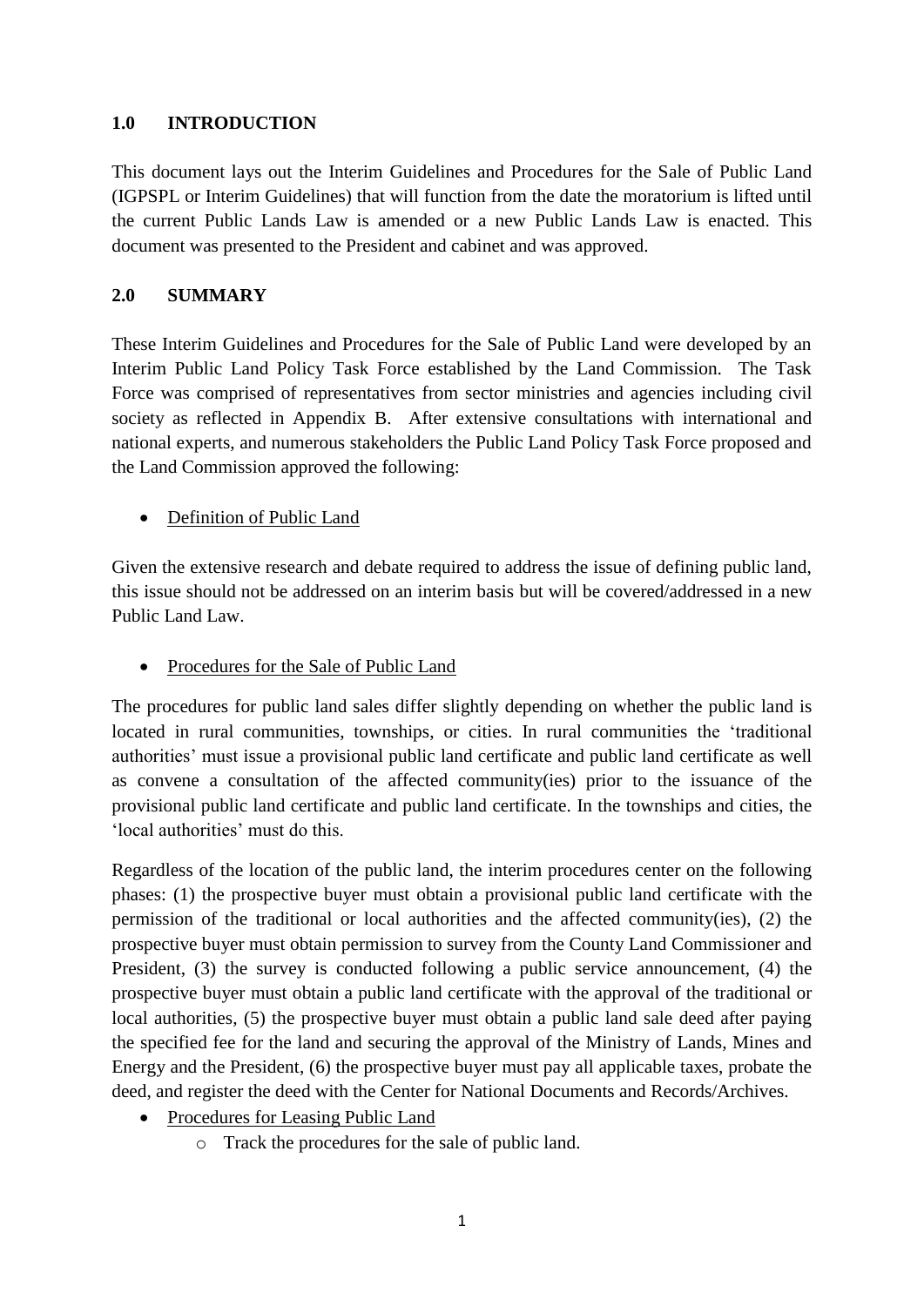## 1.0 INTRODUCTION

This document lays out the Interim Guidelines and Procedures for the Sale of Public Land (IGPSPL or Interim Guidelines) that will function from the date the moratorium is lifted until the current Public Lands Law is amended or a new Public Lands Law is enacted. This document was presented to the President and cabinet and was approved.

## 2.0 SUMMARY

These Interim Guidelines and Procedures for the Sale of Public Land were developed by an Interim Public Land Policy Task Force established by the Land Commission. The Task Force was comprised of representatives from sector ministries and agencies including civil society as reflected in Appendix B. After extensive consultations with international and national experts, and numerous stakeholders the Public Land Policy Task Force proposed and the Land Commission approved the following:

- <u>Definition of Public Land</u>

Given the extensive research and debate required to address the issue of defining public land, this issue should not be addressed on an interim basis but will be covered/addressed in a new Public Land Law.

- <u>Procedures for the Sale of Public Land</u>

The procedures for public land sales differ slightly depending on whether the public land is located in rural communities, townships, or cities. In rural communities the 'traditional authorities' must issue a provisional public land certificate and public land certificate as well as convene a consultation of the affected community(ies) prior to the issuance of the provisional public land certificate and public land certificate. In the townships and cities, the 'local authorities' must do this.

Regardless of the location of the public land, the interim procedures center on the following phases: (1) the prospective buyer must obtain a provisional public land certificate with the permission of the traditional or local authorities and the affected community(ies), (2) the prospective buyer must obtain permission to survey from the County Land Commissioner and President, (3) the survey is conducted following a public service announcement, (4) the prospective buyer must obtain a public land certificate with the approval of the traditional or local authorities, (5) the prospective buyer must obtain a public land sale deed after paying the specified fee for the land and securing the approval of the Ministry of Lands, Mines and Energy and the President, (6) the prospective buyer must pay all applicable taxes, probate the deed, and register the deed with the Center for National Documents and Records/Archives.

- <u>Procedures for Leasing Public Land</u>
    - Track the procedures for the sale of public land.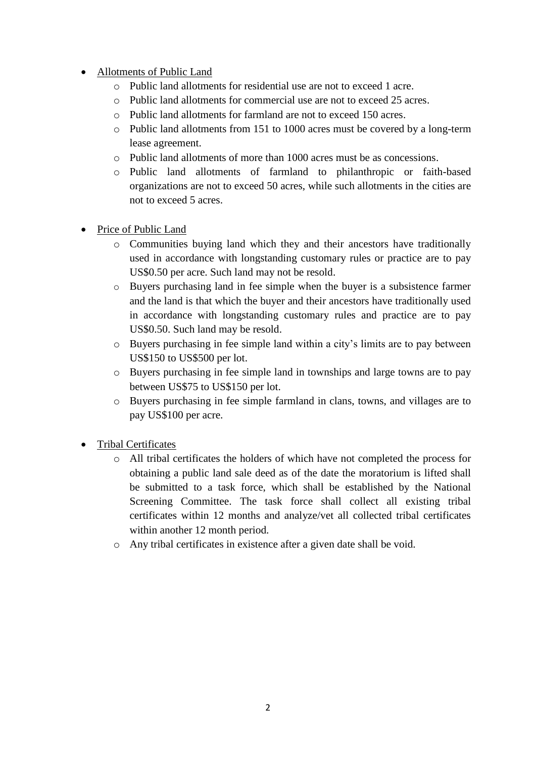- <u>Allotments of Public Land</u>
  - Public land allotments for residential use are not to exceed 1 acre.
  - Public land allotments for commercial use are not to exceed 25 acres.
  - Public land allotments for farmland are not to exceed 150 acres.
  - Public land allotments from 151 to 1000 acres must be covered by a long-term lease agreement.
  - Public land allotments of more than 1000 acres must be as concessions.
  - Public land allotments of farmland to philanthropic or faith-based organizations are not to exceed 50 acres, while such allotments in the cities are not to exceed 5 acres.

- <u>Price of Public Land</u>
  - Communities buying land which they and their ancestors have traditionally used in accordance with longstanding customary rules or practice are to pay US$0.50 per acre. Such land may not be resold.
  - Buyers purchasing land in fee simple when the buyer is a subsistence farmer and the land is that which the buyer and their ancestors have traditionally used in accordance with longstanding customary rules and practice are to pay US$0.50. Such land may be resold.
  - Buyers purchasing in fee simple land within a city's limits are to pay between US$150 to US$500 per lot.
  - Buyers purchasing in fee simple land in townships and large towns are to pay between US$75 to US$150 per lot.
  - Buyers purchasing in fee simple farmland in clans, towns, and villages are to pay US$100 per acre.

- <u>Tribal Certificates</u>
  - All tribal certificates the holders of which have not completed the process for obtaining a public land sale deed as of the date the moratorium is lifted shall be submitted to a task force, which shall be established by the National Screening Committee. The task force shall collect all existing tribal certificates within 12 months and analyze/vet all collected tribal certificates within another 12 month period.
  - Any tribal certificates in existence after a given date shall be void.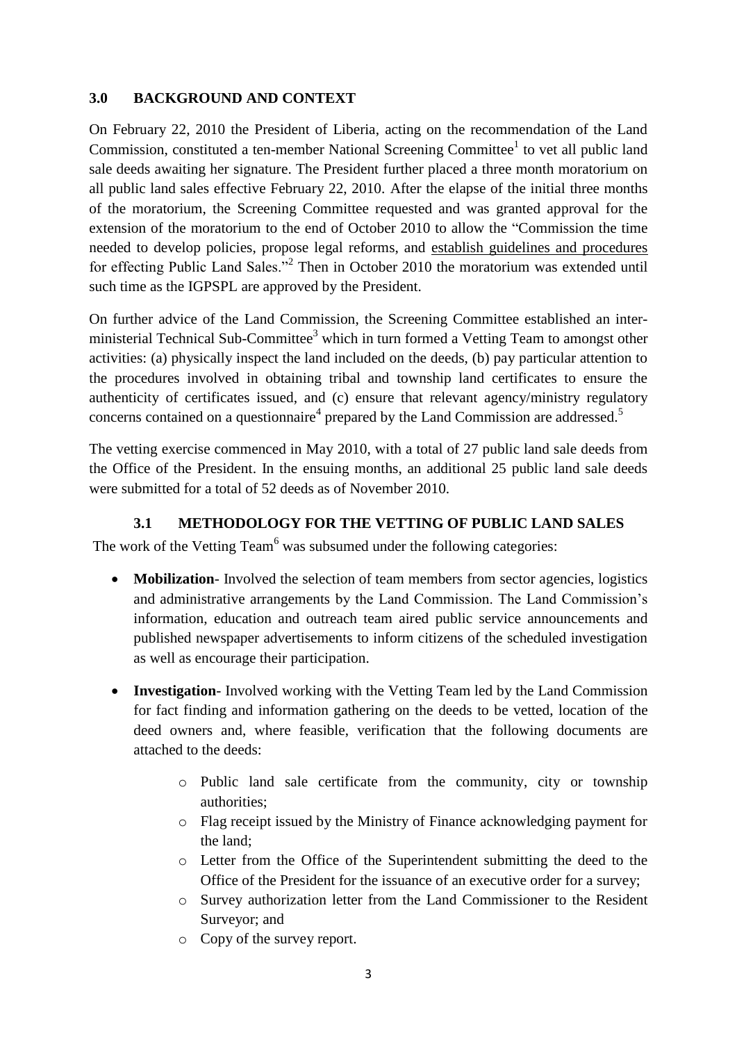## 3.0 BACKGROUND AND CONTEXT

On February 22, 2010 the President of Liberia, acting on the recommendation of the Land Commission, constituted a ten-member National Screening Committee[1] to vet all public land sale deeds awaiting her signature. The President further placed a three month moratorium on all public land sales effective February 22, 2010. After the elapse of the initial three months of the moratorium, the Screening Committee requested and was granted approval for the extension of the moratorium to the end of October 2010 to allow the "Commission the time needed to develop policies, propose legal reforms, and establish guidelines and procedures for effecting Public Land Sales."[2] Then in October 2010 the moratorium was extended until such time as the IGPSPL are approved by the President.

On further advice of the Land Commission, the Screening Committee established an inter-ministerial Technical Sub-Committee[3] which in turn formed a Vetting Team to amongst other activities: (a) physically inspect the land included on the deeds, (b) pay particular attention to the procedures involved in obtaining tribal and township land certificates to ensure the authenticity of certificates issued, and (c) ensure that relevant agency/ministry regulatory concerns contained on a questionnaire[4] prepared by the Land Commission are addressed.[5]

The vetting exercise commenced in May 2010, with a total of 27 public land sale deeds from the Office of the President. In the ensuing months, an additional 25 public land sale deeds were submitted for a total of 52 deeds as of November 2010.

### 3.1 METHODOLOGY FOR THE VETTING OF PUBLIC LAND SALES

The work of the Vetting Team[6] was subsumed under the following categories:

- **Mobilization**- Involved the selection of team members from sector agencies, logistics and administrative arrangements by the Land Commission. The Land Commission's information, education and outreach team aired public service announcements and published newspaper advertisements to inform citizens of the scheduled investigation as well as encourage their participation.

- **Investigation**- Involved working with the Vetting Team led by the Land Commission for fact finding and information gathering on the deeds to be vetted, location of the deed owners and, where feasible, verification that the following documents are attached to the deeds:

  - Public land sale certificate from the community, city or township authorities;
  - Flag receipt issued by the Ministry of Finance acknowledging payment for the land;
  - Letter from the Office of the Superintendent submitting the deed to the Office of the President for the issuance of an executive order for a survey;
  - Survey authorization letter from the Land Commissioner to the Resident Surveyor; and
  - Copy of the survey report.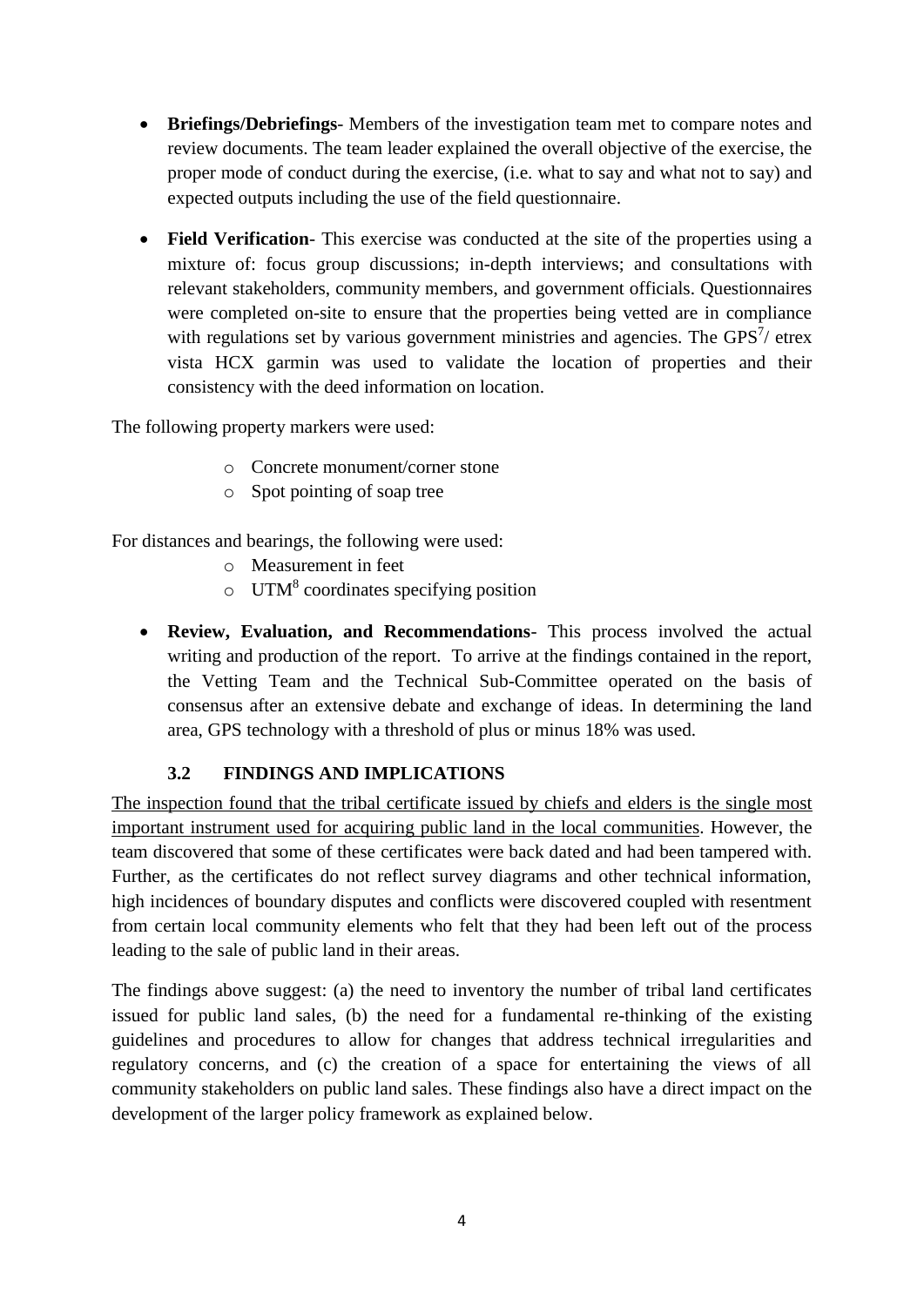- **Briefings/Debriefings**- Members of the investigation team met to compare notes and review documents. The team leader explained the overall objective of the exercise, the proper mode of conduct during the exercise, (i.e. what to say and what not to say) and expected outputs including the use of the field questionnaire.

- **Field Verification**- This exercise was conducted at the site of the properties using a mixture of: focus group discussions; in-depth interviews; and consultations with relevant stakeholders, community members, and government officials. Questionnaires were completed on-site to ensure that the properties being vetted are in compliance with regulations set by various government ministries and agencies. The GPS[7]/ etrex vista HCX garmin was used to validate the location of properties and their consistency with the deed information on location.

The following property markers were used:

- Concrete monument/corner stone
- Spot pointing of soap tree

For distances and bearings, the following were used:

- Measurement in feet
- UTM[8] coordinates specifying position

- **Review, Evaluation, and Recommendations**- This process involved the actual writing and production of the report. To arrive at the findings contained in the report, the Vetting Team and the Technical Sub-Committee operated on the basis of consensus after an extensive debate and exchange of ideas. In determining the land area, GPS technology with a threshold of plus or minus 18% was used.

### 3.2 FINDINGS AND IMPLICATIONS

<u>The inspection found that the tribal certificate issued by chiefs and elders is the single most important instrument used for acquiring public land in the local communities</u>. However, the team discovered that some of these certificates were back dated and had been tampered with. Further, as the certificates do not reflect survey diagrams and other technical information, high incidences of boundary disputes and conflicts were discovered coupled with resentment from certain local community elements who felt that they had been left out of the process leading to the sale of public land in their areas.

The findings above suggest: (a) the need to inventory the number of tribal land certificates issued for public land sales, (b) the need for a fundamental re-thinking of the existing guidelines and procedures to allow for changes that address technical irregularities and regulatory concerns, and (c) the creation of a space for entertaining the views of all community stakeholders on public land sales. These findings also have a direct impact on the development of the larger policy framework as explained below.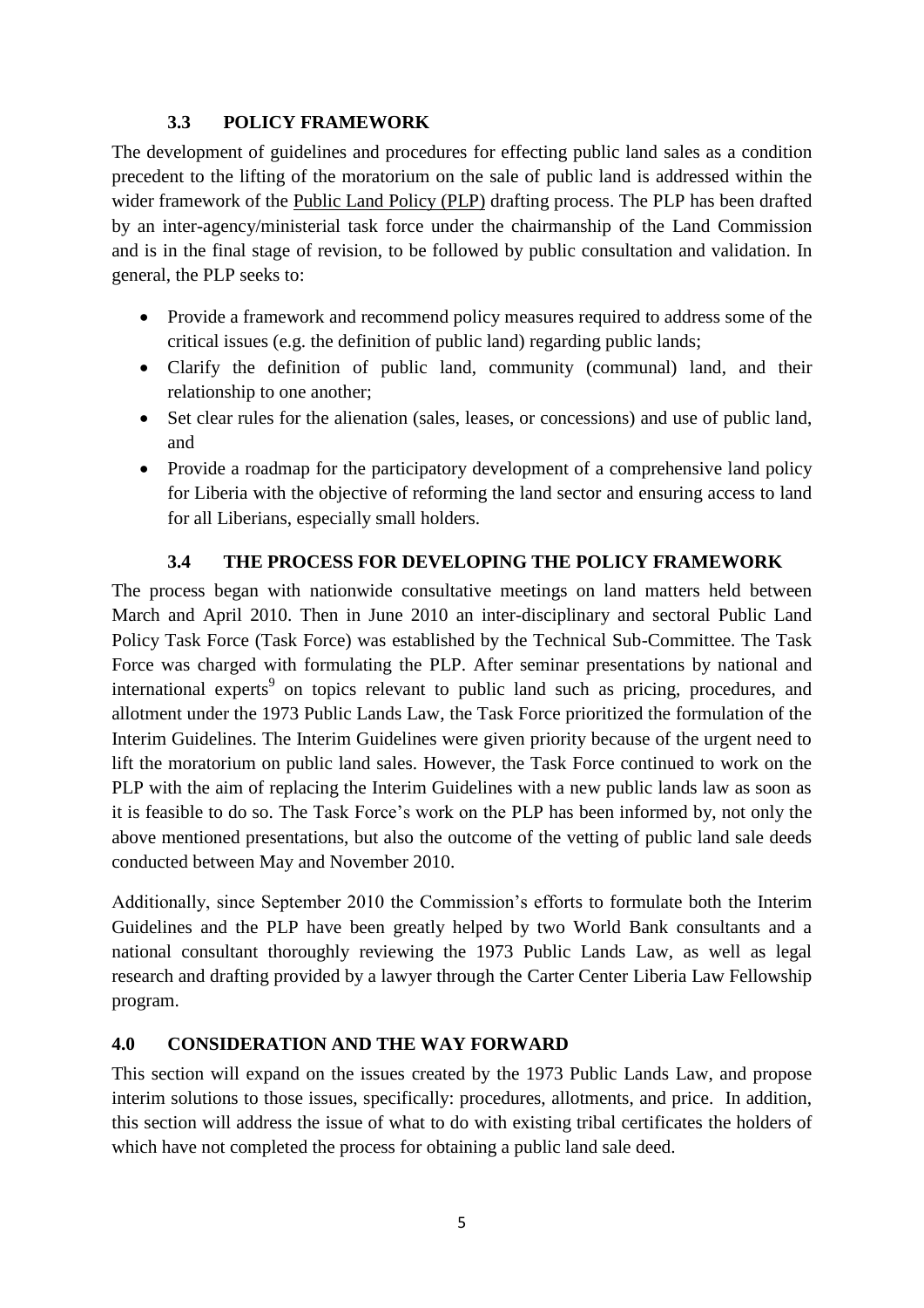### 3.3 POLICY FRAMEWORK

The development of guidelines and procedures for effecting public land sales as a condition precedent to the lifting of the moratorium on the sale of public land is addressed within the wider framework of the Public Land Policy (PLP) drafting process. The PLP has been drafted by an inter-agency/ministerial task force under the chairmanship of the Land Commission and is in the final stage of revision, to be followed by public consultation and validation. In general, the PLP seeks to:

- Provide a framework and recommend policy measures required to address some of the critical issues (e.g. the definition of public land) regarding public lands;
- Clarify the definition of public land, community (communal) land, and their relationship to one another;
- Set clear rules for the alienation (sales, leases, or concessions) and use of public land, and
- Provide a roadmap for the participatory development of a comprehensive land policy for Liberia with the objective of reforming the land sector and ensuring access to land for all Liberians, especially small holders.

### 3.4 THE PROCESS FOR DEVELOPING THE POLICY FRAMEWORK

The process began with nationwide consultative meetings on land matters held between March and April 2010. Then in June 2010 an inter-disciplinary and sectoral Public Land Policy Task Force (Task Force) was established by the Technical Sub-Committee. The Task Force was charged with formulating the PLP. After seminar presentations by national and international experts[9] on topics relevant to public land such as pricing, procedures, and allotment under the 1973 Public Lands Law, the Task Force prioritized the formulation of the Interim Guidelines. The Interim Guidelines were given priority because of the urgent need to lift the moratorium on public land sales. However, the Task Force continued to work on the PLP with the aim of replacing the Interim Guidelines with a new public lands law as soon as it is feasible to do so. The Task Force's work on the PLP has been informed by, not only the above mentioned presentations, but also the outcome of the vetting of public land sale deeds conducted between May and November 2010.

Additionally, since September 2010 the Commission's efforts to formulate both the Interim Guidelines and the PLP have been greatly helped by two World Bank consultants and a national consultant thoroughly reviewing the 1973 Public Lands Law, as well as legal research and drafting provided by a lawyer through the Carter Center Liberia Law Fellowship program.

## 4.0 CONSIDERATION AND THE WAY FORWARD

This section will expand on the issues created by the 1973 Public Lands Law, and propose interim solutions to those issues, specifically: procedures, allotments, and price. In addition, this section will address the issue of what to do with existing tribal certificates the holders of which have not completed the process for obtaining a public land sale deed.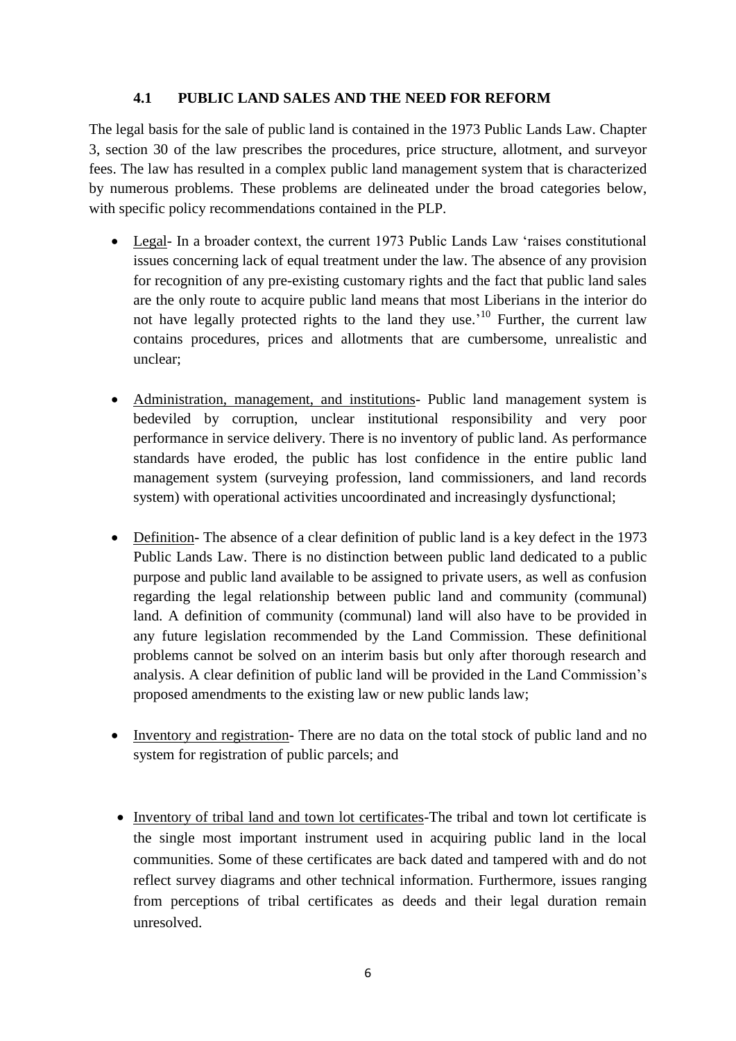### 4.1 PUBLIC LAND SALES AND THE NEED FOR REFORM

The legal basis for the sale of public land is contained in the 1973 Public Lands Law. Chapter 3, section 30 of the law prescribes the procedures, price structure, allotment, and surveyor fees. The law has resulted in a complex public land management system that is characterized by numerous problems. These problems are delineated under the broad categories below, with specific policy recommendations contained in the PLP.

- Legal- In a broader context, the current 1973 Public Lands Law 'raises constitutional issues concerning lack of equal treatment under the law. The absence of any provision for recognition of any pre-existing customary rights and the fact that public land sales are the only route to acquire public land means that most Liberians in the interior do not have legally protected rights to the land they use.'[10] Further, the current law contains procedures, prices and allotments that are cumbersome, unrealistic and unclear;

- Administration, management, and institutions- Public land management system is bedeviled by corruption, unclear institutional responsibility and very poor performance in service delivery. There is no inventory of public land. As performance standards have eroded, the public has lost confidence in the entire public land management system (surveying profession, land commissioners, and land records system) with operational activities uncoordinated and increasingly dysfunctional;

- Definition- The absence of a clear definition of public land is a key defect in the 1973 Public Lands Law. There is no distinction between public land dedicated to a public purpose and public land available to be assigned to private users, as well as confusion regarding the legal relationship between public land and community (communal) land. A definition of community (communal) land will also have to be provided in any future legislation recommended by the Land Commission. These definitional problems cannot be solved on an interim basis but only after thorough research and analysis. A clear definition of public land will be provided in the Land Commission's proposed amendments to the existing law or new public lands law;

- Inventory and registration- There are no data on the total stock of public land and no system for registration of public parcels; and

- Inventory of tribal land and town lot certificates-The tribal and town lot certificate is the single most important instrument used in acquiring public land in the local communities. Some of these certificates are back dated and tampered with and do not reflect survey diagrams and other technical information. Furthermore, issues ranging from perceptions of tribal certificates as deeds and their legal duration remain unresolved.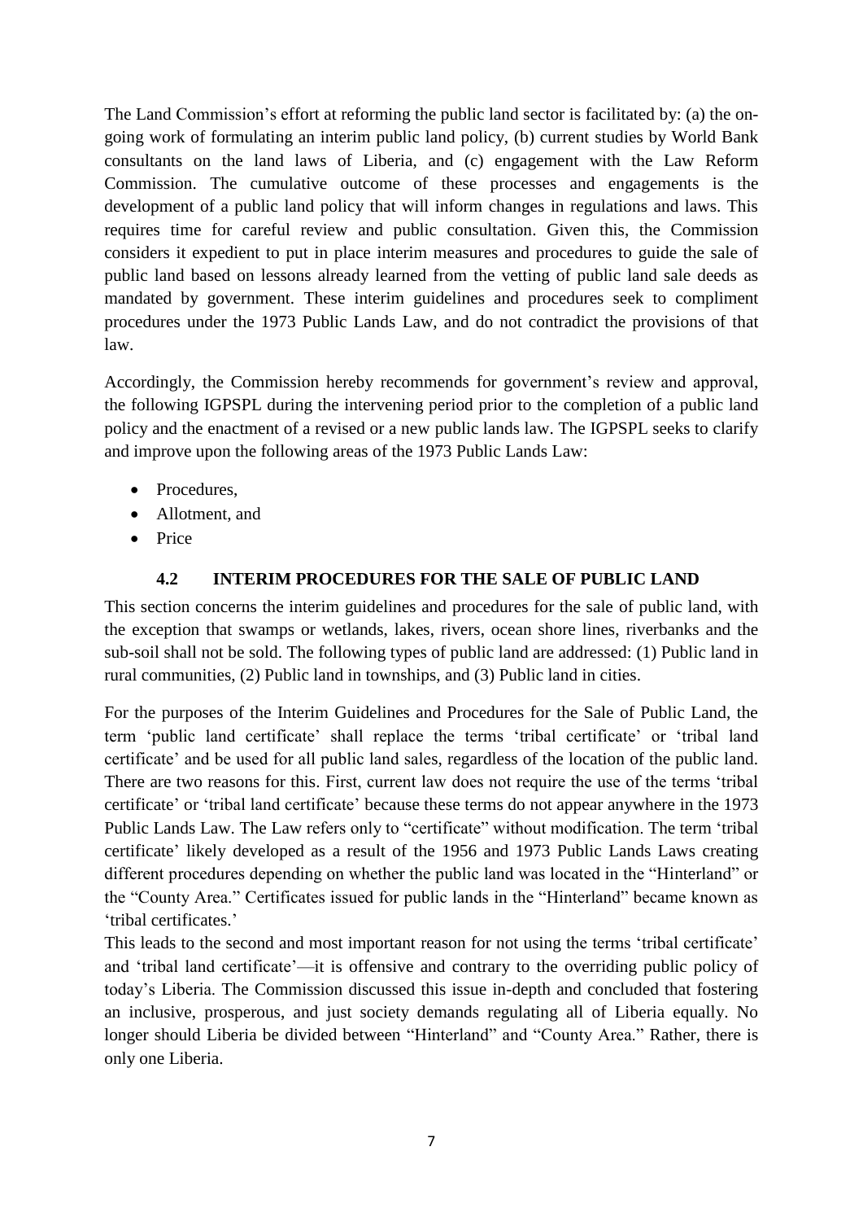The Land Commission's effort at reforming the public land sector is facilitated by: (a) the on-going work of formulating an interim public land policy, (b) current studies by World Bank consultants on the land laws of Liberia, and (c) engagement with the Law Reform Commission. The cumulative outcome of these processes and engagements is the development of a public land policy that will inform changes in regulations and laws. This requires time for careful review and public consultation. Given this, the Commission considers it expedient to put in place interim measures and procedures to guide the sale of public land based on lessons already learned from the vetting of public land sale deeds as mandated by government. These interim guidelines and procedures seek to compliment procedures under the 1973 Public Lands Law, and do not contradict the provisions of that law.

Accordingly, the Commission hereby recommends for government's review and approval, the following IGPSPL during the intervening period prior to the completion of a public land policy and the enactment of a revised or a new public lands law. The IGPSPL seeks to clarify and improve upon the following areas of the 1973 Public Lands Law:

- Procedures,
- Allotment, and
- Price

### 4.2 INTERIM PROCEDURES FOR THE SALE OF PUBLIC LAND

This section concerns the interim guidelines and procedures for the sale of public land, with the exception that swamps or wetlands, lakes, rivers, ocean shore lines, riverbanks and the sub-soil shall not be sold. The following types of public land are addressed: (1) Public land in rural communities, (2) Public land in townships, and (3) Public land in cities.

For the purposes of the Interim Guidelines and Procedures for the Sale of Public Land, the term 'public land certificate' shall replace the terms 'tribal certificate' or 'tribal land certificate' and be used for all public land sales, regardless of the location of the public land. There are two reasons for this. First, current law does not require the use of the terms 'tribal certificate' or 'tribal land certificate' because these terms do not appear anywhere in the 1973 Public Lands Law. The Law refers only to "certificate" without modification. The term 'tribal certificate' likely developed as a result of the 1956 and 1973 Public Lands Laws creating different procedures depending on whether the public land was located in the "Hinterland" or the "County Area." Certificates issued for public lands in the "Hinterland" became known as 'tribal certificates.'

This leads to the second and most important reason for not using the terms 'tribal certificate' and 'tribal land certificate'—it is offensive and contrary to the overriding public policy of today's Liberia. The Commission discussed this issue in-depth and concluded that fostering an inclusive, prosperous, and just society demands regulating all of Liberia equally. No longer should Liberia be divided between "Hinterland" and "County Area." Rather, there is only one Liberia.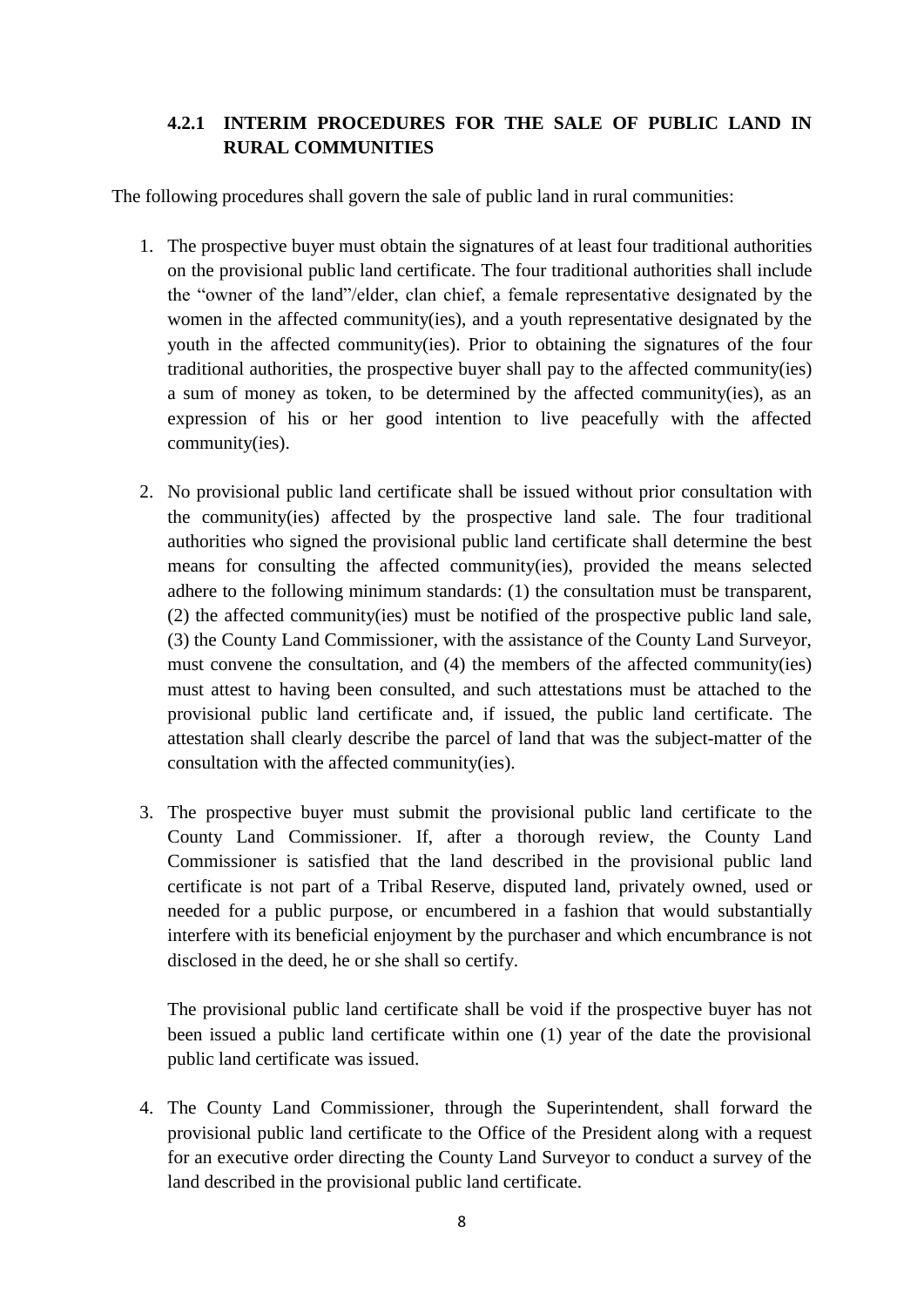### 4.2.1 INTERIM PROCEDURES FOR THE SALE OF PUBLIC LAND IN RURAL COMMUNITIES

The following procedures shall govern the sale of public land in rural communities:

1. The prospective buyer must obtain the signatures of at least four traditional authorities on the provisional public land certificate. The four traditional authorities shall include the "owner of the land"/elder, clan chief, a female representative designated by the women in the affected community(ies), and a youth representative designated by the youth in the affected community(ies). Prior to obtaining the signatures of the four traditional authorities, the prospective buyer shall pay to the affected community(ies) a sum of money as token, to be determined by the affected community(ies), as an expression of his or her good intention to live peacefully with the affected community(ies).

2. No provisional public land certificate shall be issued without prior consultation with the community(ies) affected by the prospective land sale. The four traditional authorities who signed the provisional public land certificate shall determine the best means for consulting the affected community(ies), provided the means selected adhere to the following minimum standards: (1) the consultation must be transparent, (2) the affected community(ies) must be notified of the prospective public land sale, (3) the County Land Commissioner, with the assistance of the County Land Surveyor, must convene the consultation, and (4) the members of the affected community(ies) must attest to having been consulted, and such attestations must be attached to the provisional public land certificate and, if issued, the public land certificate. The attestation shall clearly describe the parcel of land that was the subject-matter of the consultation with the affected community(ies).

3. The prospective buyer must submit the provisional public land certificate to the County Land Commissioner. If, after a thorough review, the County Land Commissioner is satisfied that the land described in the provisional public land certificate is not part of a Tribal Reserve, disputed land, privately owned, used or needed for a public purpose, or encumbered in a fashion that would substantially interfere with its beneficial enjoyment by the purchaser and which encumbrance is not disclosed in the deed, he or she shall so certify.

   The provisional public land certificate shall be void if the prospective buyer has not been issued a public land certificate within one (1) year of the date the provisional public land certificate was issued.

4. The County Land Commissioner, through the Superintendent, shall forward the provisional public land certificate to the Office of the President along with a request for an executive order directing the County Land Surveyor to conduct a survey of the land described in the provisional public land certificate.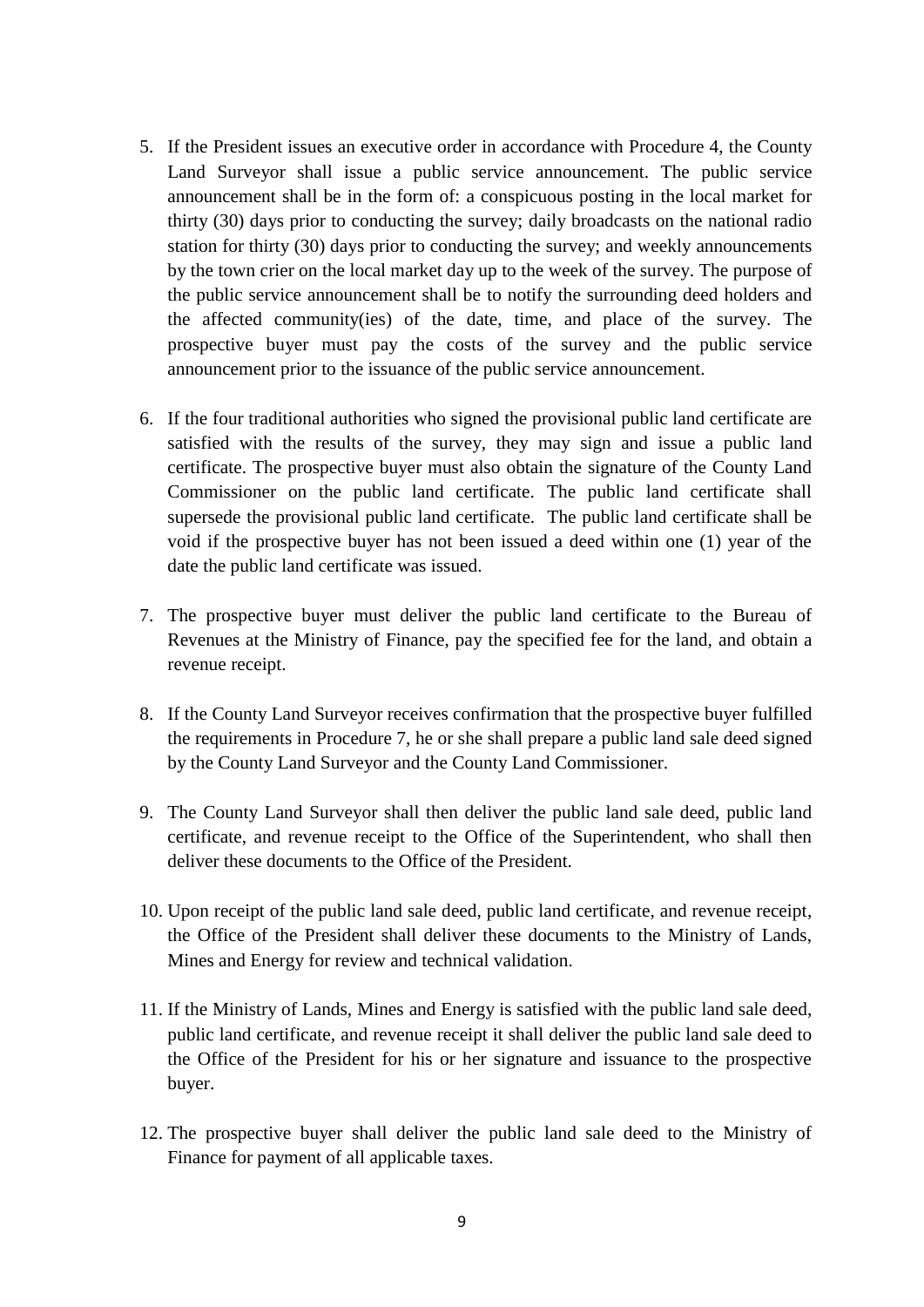5. If the President issues an executive order in accordance with Procedure 4, the County Land Surveyor shall issue a public service announcement. The public service announcement shall be in the form of: a conspicuous posting in the local market for thirty (30) days prior to conducting the survey; daily broadcasts on the national radio station for thirty (30) days prior to conducting the survey; and weekly announcements by the town crier on the local market day up to the week of the survey. The purpose of the public service announcement shall be to notify the surrounding deed holders and the affected community(ies) of the date, time, and place of the survey. The prospective buyer must pay the costs of the survey and the public service announcement prior to the issuance of the public service announcement.

6. If the four traditional authorities who signed the provisional public land certificate are satisfied with the results of the survey, they may sign and issue a public land certificate. The prospective buyer must also obtain the signature of the County Land Commissioner on the public land certificate. The public land certificate shall supersede the provisional public land certificate. The public land certificate shall be void if the prospective buyer has not been issued a deed within one (1) year of the date the public land certificate was issued.

7. The prospective buyer must deliver the public land certificate to the Bureau of Revenues at the Ministry of Finance, pay the specified fee for the land, and obtain a revenue receipt.

8. If the County Land Surveyor receives confirmation that the prospective buyer fulfilled the requirements in Procedure 7, he or she shall prepare a public land sale deed signed by the County Land Surveyor and the County Land Commissioner.

9. The County Land Surveyor shall then deliver the public land sale deed, public land certificate, and revenue receipt to the Office of the Superintendent, who shall then deliver these documents to the Office of the President.

10. Upon receipt of the public land sale deed, public land certificate, and revenue receipt, the Office of the President shall deliver these documents to the Ministry of Lands, Mines and Energy for review and technical validation.

11. If the Ministry of Lands, Mines and Energy is satisfied with the public land sale deed, public land certificate, and revenue receipt it shall deliver the public land sale deed to the Office of the President for his or her signature and issuance to the prospective buyer.

12. The prospective buyer shall deliver the public land sale deed to the Ministry of Finance for payment of all applicable taxes.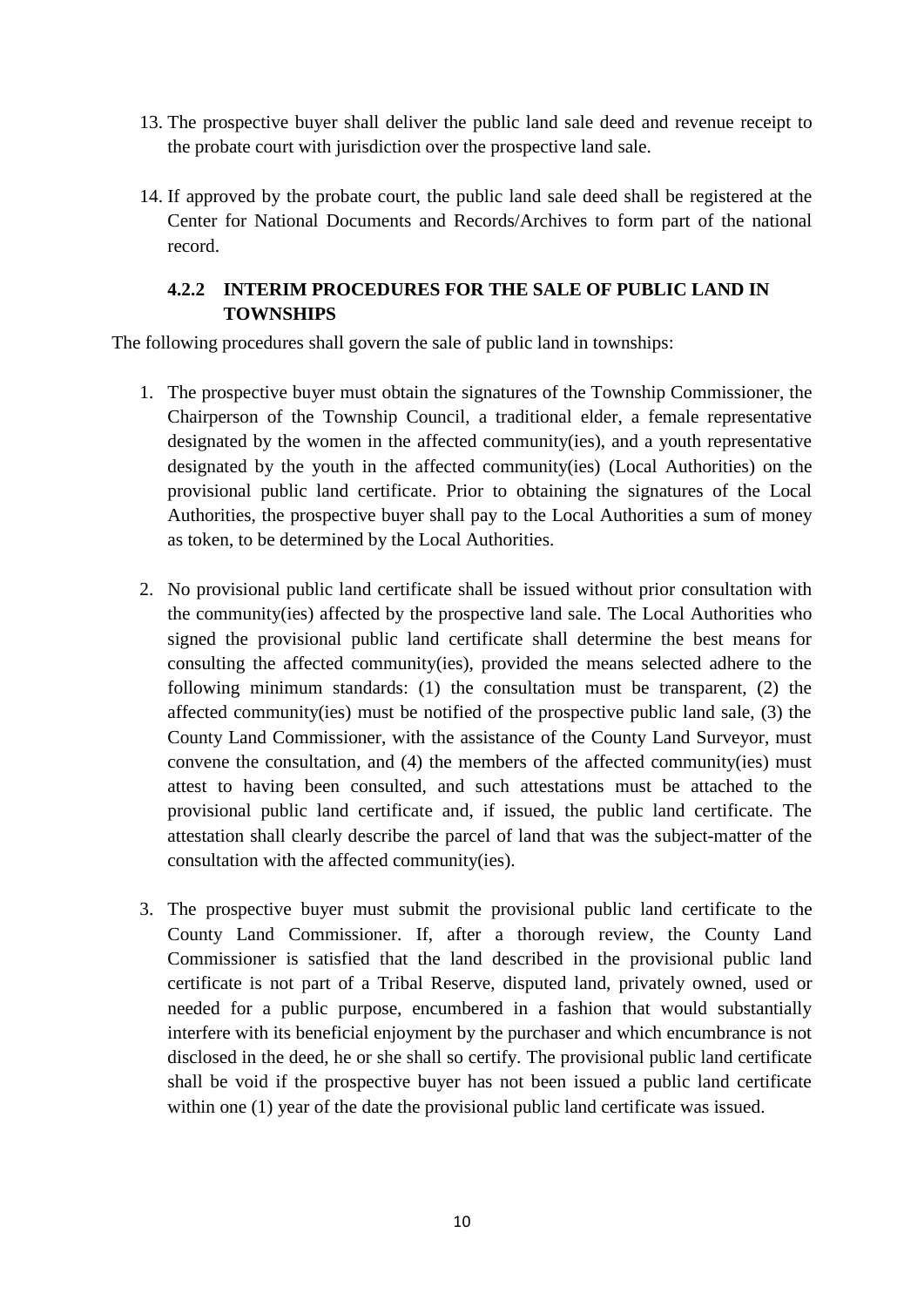13. The prospective buyer shall deliver the public land sale deed and revenue receipt to the probate court with jurisdiction over the prospective land sale.

14. If approved by the probate court, the public land sale deed shall be registered at the Center for National Documents and Records/Archives to form part of the national record.

### 4.2.2 INTERIM PROCEDURES FOR THE SALE OF PUBLIC LAND IN TOWNSHIPS

The following procedures shall govern the sale of public land in townships:

1. The prospective buyer must obtain the signatures of the Township Commissioner, the Chairperson of the Township Council, a traditional elder, a female representative designated by the women in the affected community(ies), and a youth representative designated by the youth in the affected community(ies) (Local Authorities) on the provisional public land certificate. Prior to obtaining the signatures of the Local Authorities, the prospective buyer shall pay to the Local Authorities a sum of money as token, to be determined by the Local Authorities.

2. No provisional public land certificate shall be issued without prior consultation with the community(ies) affected by the prospective land sale. The Local Authorities who signed the provisional public land certificate shall determine the best means for consulting the affected community(ies), provided the means selected adhere to the following minimum standards: (1) the consultation must be transparent, (2) the affected community(ies) must be notified of the prospective public land sale, (3) the County Land Commissioner, with the assistance of the County Land Surveyor, must convene the consultation, and (4) the members of the affected community(ies) must attest to having been consulted, and such attestations must be attached to the provisional public land certificate and, if issued, the public land certificate. The attestation shall clearly describe the parcel of land that was the subject-matter of the consultation with the affected community(ies).

3. The prospective buyer must submit the provisional public land certificate to the County Land Commissioner. If, after a thorough review, the County Land Commissioner is satisfied that the land described in the provisional public land certificate is not part of a Tribal Reserve, disputed land, privately owned, used or needed for a public purpose, encumbered in a fashion that would substantially interfere with its beneficial enjoyment by the purchaser and which encumbrance is not disclosed in the deed, he or she shall so certify. The provisional public land certificate shall be void if the prospective buyer has not been issued a public land certificate within one (1) year of the date the provisional public land certificate was issued.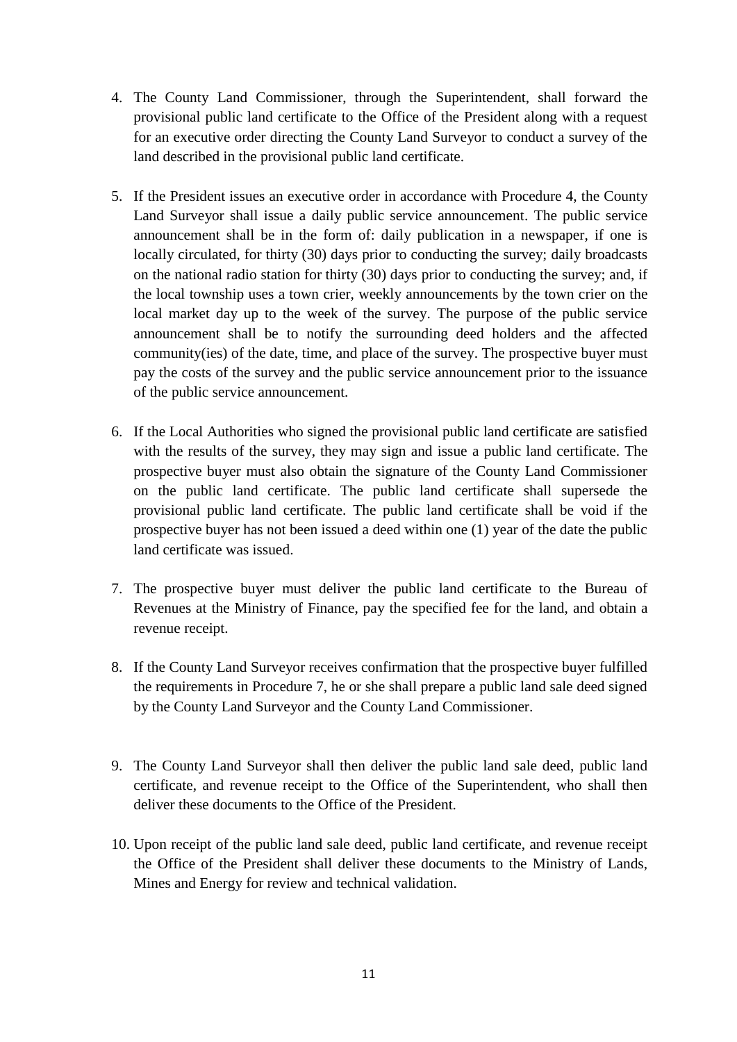4. The County Land Commissioner, through the Superintendent, shall forward the provisional public land certificate to the Office of the President along with a request for an executive order directing the County Land Surveyor to conduct a survey of the land described in the provisional public land certificate.

5. If the President issues an executive order in accordance with Procedure 4, the County Land Surveyor shall issue a daily public service announcement. The public service announcement shall be in the form of: daily publication in a newspaper, if one is locally circulated, for thirty (30) days prior to conducting the survey; daily broadcasts on the national radio station for thirty (30) days prior to conducting the survey; and, if the local township uses a town crier, weekly announcements by the town crier on the local market day up to the week of the survey. The purpose of the public service announcement shall be to notify the surrounding deed holders and the affected community(ies) of the date, time, and place of the survey. The prospective buyer must pay the costs of the survey and the public service announcement prior to the issuance of the public service announcement.

6. If the Local Authorities who signed the provisional public land certificate are satisfied with the results of the survey, they may sign and issue a public land certificate. The prospective buyer must also obtain the signature of the County Land Commissioner on the public land certificate. The public land certificate shall supersede the provisional public land certificate. The public land certificate shall be void if the prospective buyer has not been issued a deed within one (1) year of the date the public land certificate was issued.

7. The prospective buyer must deliver the public land certificate to the Bureau of Revenues at the Ministry of Finance, pay the specified fee for the land, and obtain a revenue receipt.

8. If the County Land Surveyor receives confirmation that the prospective buyer fulfilled the requirements in Procedure 7, he or she shall prepare a public land sale deed signed by the County Land Surveyor and the County Land Commissioner.

9. The County Land Surveyor shall then deliver the public land sale deed, public land certificate, and revenue receipt to the Office of the Superintendent, who shall then deliver these documents to the Office of the President.

10. Upon receipt of the public land sale deed, public land certificate, and revenue receipt the Office of the President shall deliver these documents to the Ministry of Lands, Mines and Energy for review and technical validation.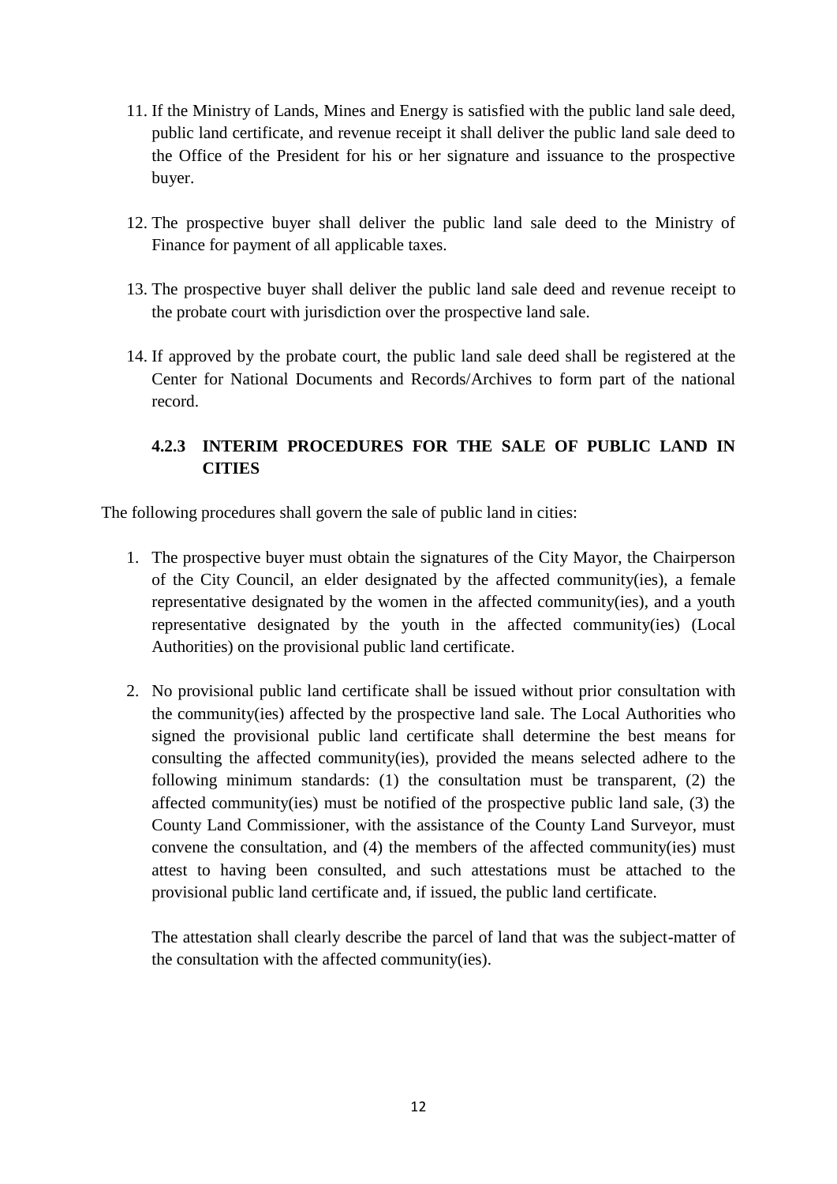11. If the Ministry of Lands, Mines and Energy is satisfied with the public land sale deed, public land certificate, and revenue receipt it shall deliver the public land sale deed to the Office of the President for his or her signature and issuance to the prospective buyer.

12. The prospective buyer shall deliver the public land sale deed to the Ministry of Finance for payment of all applicable taxes.

13. The prospective buyer shall deliver the public land sale deed and revenue receipt to the probate court with jurisdiction over the prospective land sale.

14. If approved by the probate court, the public land sale deed shall be registered at the Center for National Documents and Records/Archives to form part of the national record.

### 4.2.3 INTERIM PROCEDURES FOR THE SALE OF PUBLIC LAND IN CITIES

The following procedures shall govern the sale of public land in cities:

1. The prospective buyer must obtain the signatures of the City Mayor, the Chairperson of the City Council, an elder designated by the affected community(ies), a female representative designated by the women in the affected community(ies), and a youth representative designated by the youth in the affected community(ies) (Local Authorities) on the provisional public land certificate.

2. No provisional public land certificate shall be issued without prior consultation with the community(ies) affected by the prospective land sale. The Local Authorities who signed the provisional public land certificate shall determine the best means for consulting the affected community(ies), provided the means selected adhere to the following minimum standards: (1) the consultation must be transparent, (2) the affected community(ies) must be notified of the prospective public land sale, (3) the County Land Commissioner, with the assistance of the County Land Surveyor, must convene the consultation, and (4) the members of the affected community(ies) must attest to having been consulted, and such attestations must be attached to the provisional public land certificate and, if issued, the public land certificate.

   The attestation shall clearly describe the parcel of land that was the subject-matter of the consultation with the affected community(ies).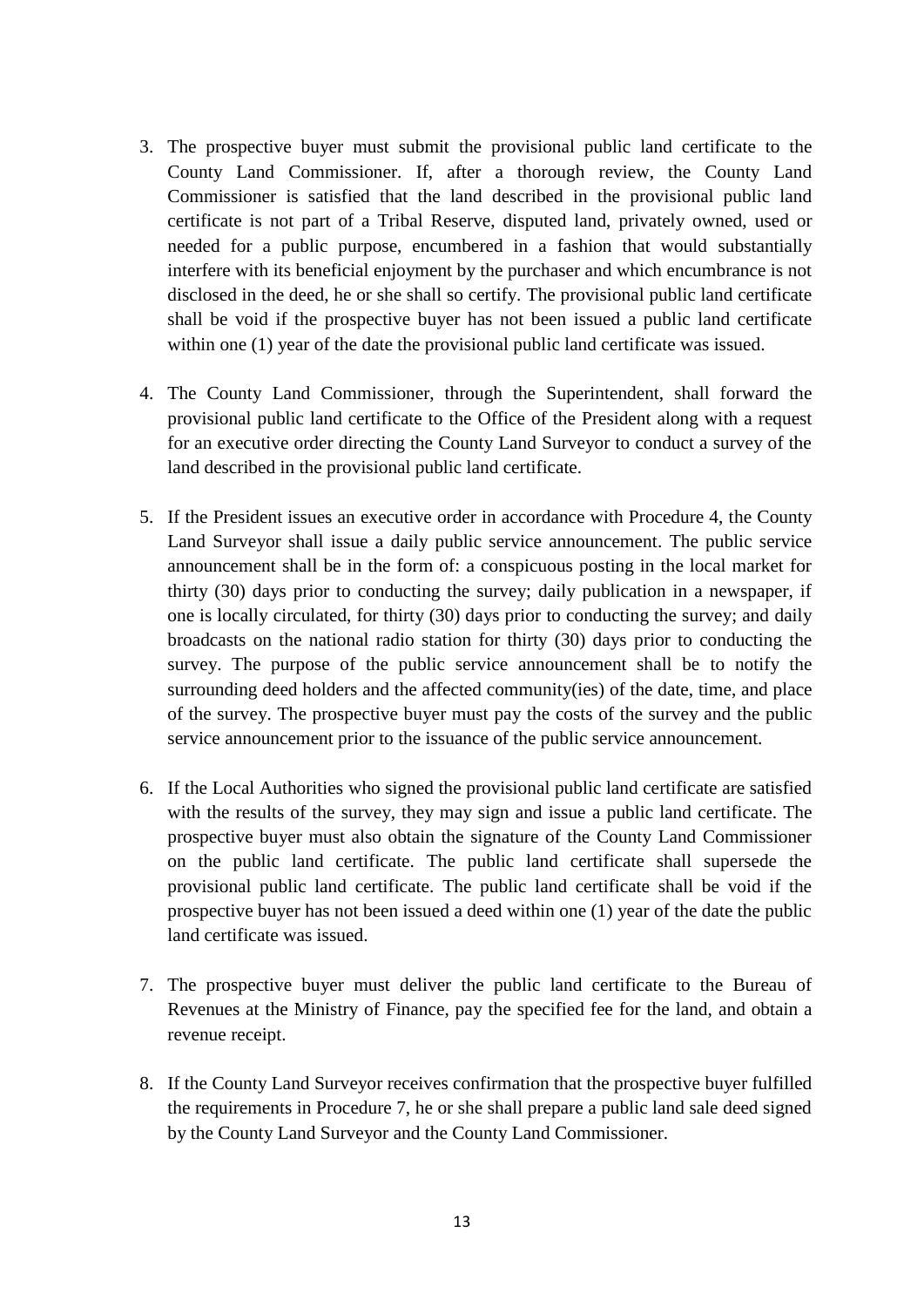3. The prospective buyer must submit the provisional public land certificate to the County Land Commissioner. If, after a thorough review, the County Land Commissioner is satisfied that the land described in the provisional public land certificate is not part of a Tribal Reserve, disputed land, privately owned, used or needed for a public purpose, encumbered in a fashion that would substantially interfere with its beneficial enjoyment by the purchaser and which encumbrance is not disclosed in the deed, he or she shall so certify. The provisional public land certificate shall be void if the prospective buyer has not been issued a public land certificate within one (1) year of the date the provisional public land certificate was issued.

4. The County Land Commissioner, through the Superintendent, shall forward the provisional public land certificate to the Office of the President along with a request for an executive order directing the County Land Surveyor to conduct a survey of the land described in the provisional public land certificate.

5. If the President issues an executive order in accordance with Procedure 4, the County Land Surveyor shall issue a daily public service announcement. The public service announcement shall be in the form of: a conspicuous posting in the local market for thirty (30) days prior to conducting the survey; daily publication in a newspaper, if one is locally circulated, for thirty (30) days prior to conducting the survey; and daily broadcasts on the national radio station for thirty (30) days prior to conducting the survey. The purpose of the public service announcement shall be to notify the surrounding deed holders and the affected community(ies) of the date, time, and place of the survey. The prospective buyer must pay the costs of the survey and the public service announcement prior to the issuance of the public service announcement.

6. If the Local Authorities who signed the provisional public land certificate are satisfied with the results of the survey, they may sign and issue a public land certificate. The prospective buyer must also obtain the signature of the County Land Commissioner on the public land certificate. The public land certificate shall supersede the provisional public land certificate. The public land certificate shall be void if the prospective buyer has not been issued a deed within one (1) year of the date the public land certificate was issued.

7. The prospective buyer must deliver the public land certificate to the Bureau of Revenues at the Ministry of Finance, pay the specified fee for the land, and obtain a revenue receipt.

8. If the County Land Surveyor receives confirmation that the prospective buyer fulfilled the requirements in Procedure 7, he or she shall prepare a public land sale deed signed by the County Land Surveyor and the County Land Commissioner.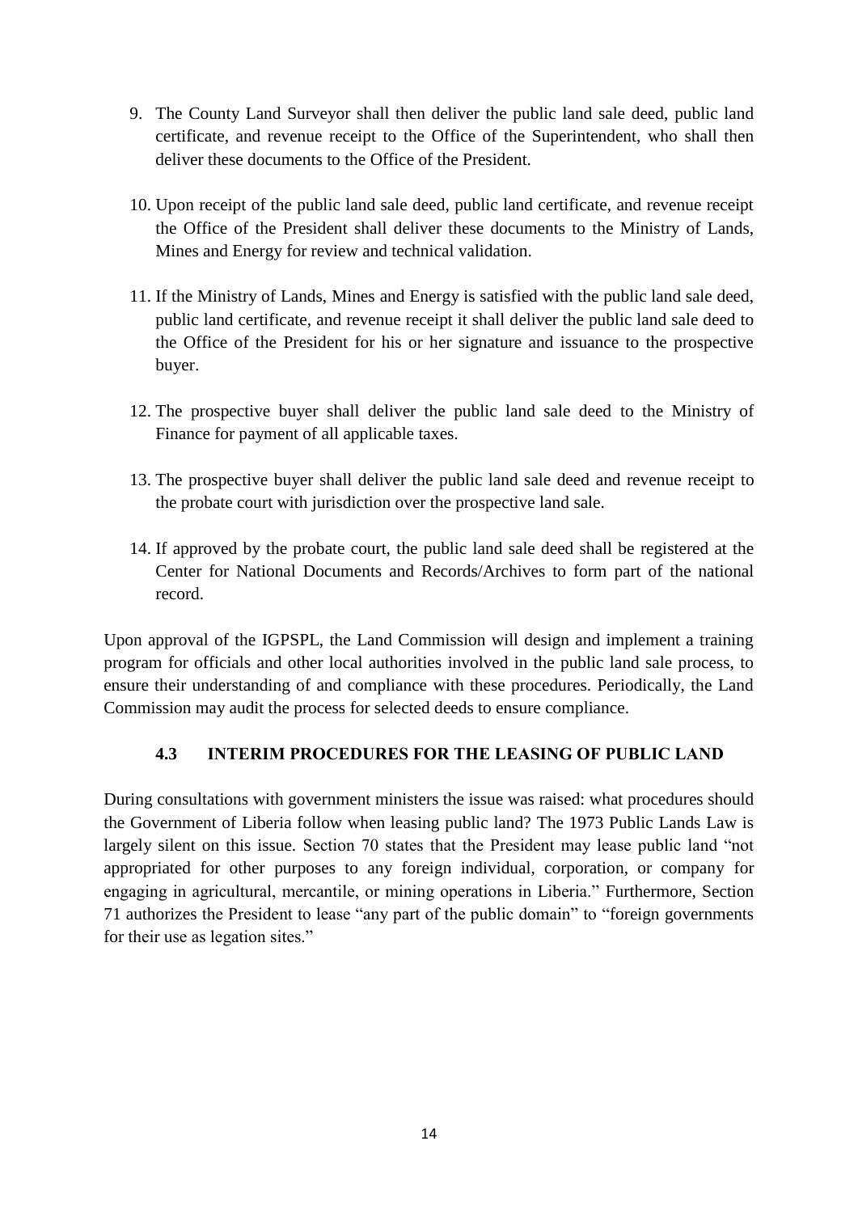9. The County Land Surveyor shall then deliver the public land sale deed, public land certificate, and revenue receipt to the Office of the Superintendent, who shall then deliver these documents to the Office of the President.

10. Upon receipt of the public land sale deed, public land certificate, and revenue receipt the Office of the President shall deliver these documents to the Ministry of Lands, Mines and Energy for review and technical validation.

11. If the Ministry of Lands, Mines and Energy is satisfied with the public land sale deed, public land certificate, and revenue receipt it shall deliver the public land sale deed to the Office of the President for his or her signature and issuance to the prospective buyer.

12. The prospective buyer shall deliver the public land sale deed to the Ministry of Finance for payment of all applicable taxes.

13. The prospective buyer shall deliver the public land sale deed and revenue receipt to the probate court with jurisdiction over the prospective land sale.

14. If approved by the probate court, the public land sale deed shall be registered at the Center for National Documents and Records/Archives to form part of the national record.

Upon approval of the IGPSPL, the Land Commission will design and implement a training program for officials and other local authorities involved in the public land sale process, to ensure their understanding of and compliance with these procedures. Periodically, the Land Commission may audit the process for selected deeds to ensure compliance.

### 4.3 INTERIM PROCEDURES FOR THE LEASING OF PUBLIC LAND

During consultations with government ministers the issue was raised: what procedures should the Government of Liberia follow when leasing public land? The 1973 Public Lands Law is largely silent on this issue. Section 70 states that the President may lease public land "not appropriated for other purposes to any foreign individual, corporation, or company for engaging in agricultural, mercantile, or mining operations in Liberia." Furthermore, Section 71 authorizes the President to lease "any part of the public domain" to "foreign governments for their use as legation sites."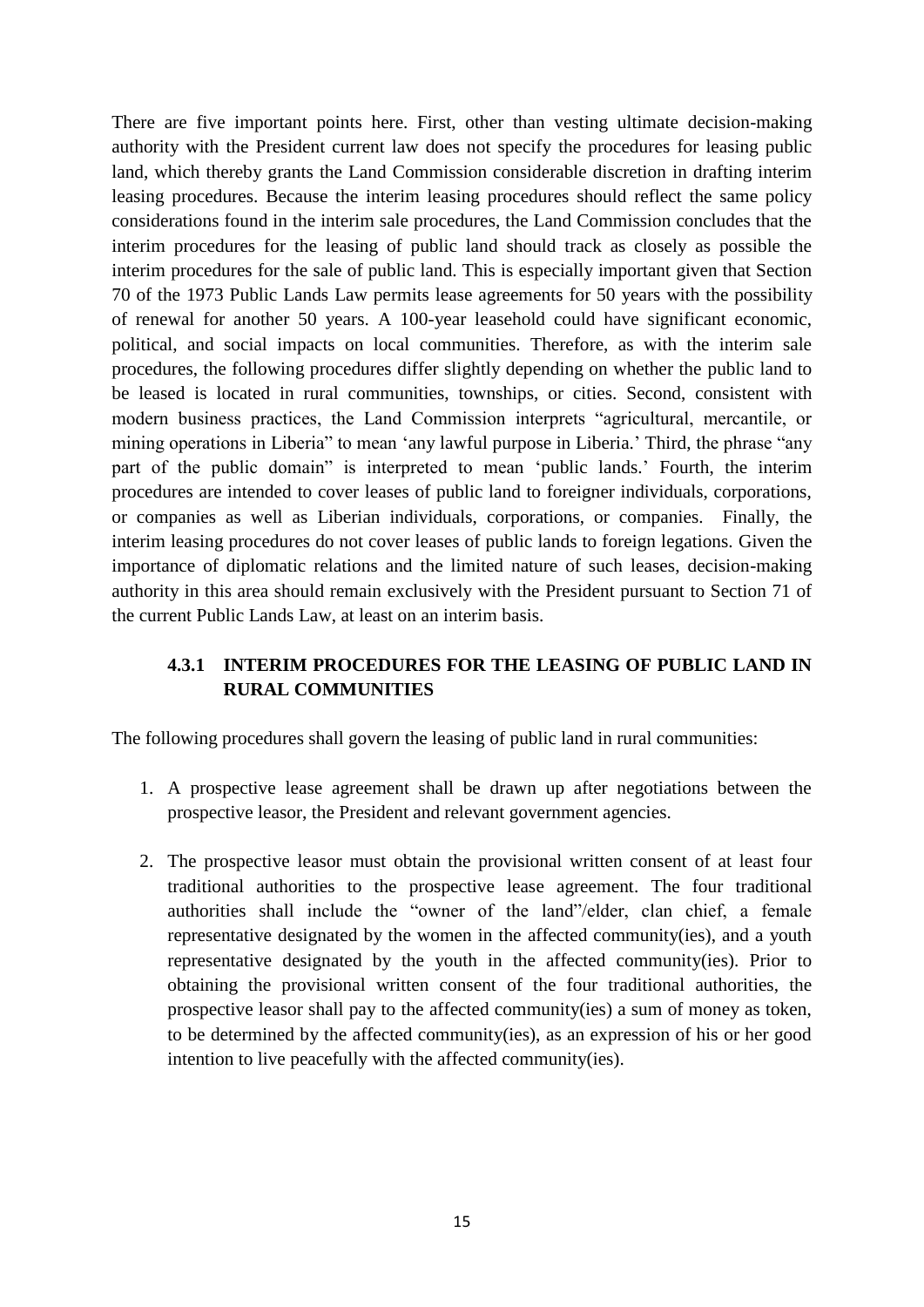There are five important points here. First, other than vesting ultimate decision-making authority with the President current law does not specify the procedures for leasing public land, which thereby grants the Land Commission considerable discretion in drafting interim leasing procedures. Because the interim leasing procedures should reflect the same policy considerations found in the interim sale procedures, the Land Commission concludes that the interim procedures for the leasing of public land should track as closely as possible the interim procedures for the sale of public land. This is especially important given that Section 70 of the 1973 Public Lands Law permits lease agreements for 50 years with the possibility of renewal for another 50 years. A 100-year leasehold could have significant economic, political, and social impacts on local communities. Therefore, as with the interim sale procedures, the following procedures differ slightly depending on whether the public land to be leased is located in rural communities, townships, or cities. Second, consistent with modern business practices, the Land Commission interprets "agricultural, mercantile, or mining operations in Liberia" to mean 'any lawful purpose in Liberia.' Third, the phrase "any part of the public domain" is interpreted to mean 'public lands.' Fourth, the interim procedures are intended to cover leases of public land to foreigner individuals, corporations, or companies as well as Liberian individuals, corporations, or companies. Finally, the interim leasing procedures do not cover leases of public lands to foreign legations. Given the importance of diplomatic relations and the limited nature of such leases, decision-making authority in this area should remain exclusively with the President pursuant to Section 71 of the current Public Lands Law, at least on an interim basis.

### 4.3.1 INTERIM PROCEDURES FOR THE LEASING OF PUBLIC LAND IN RURAL COMMUNITIES

The following procedures shall govern the leasing of public land in rural communities:

1. A prospective lease agreement shall be drawn up after negotiations between the prospective leasor, the President and relevant government agencies.

2. The prospective leasor must obtain the provisional written consent of at least four traditional authorities to the prospective lease agreement. The four traditional authorities shall include the "owner of the land"/elder, clan chief, a female representative designated by the women in the affected community(ies), and a youth representative designated by the youth in the affected community(ies). Prior to obtaining the provisional written consent of the four traditional authorities, the prospective leasor shall pay to the affected community(ies) a sum of money as token, to be determined by the affected community(ies), as an expression of his or her good intention to live peacefully with the affected community(ies).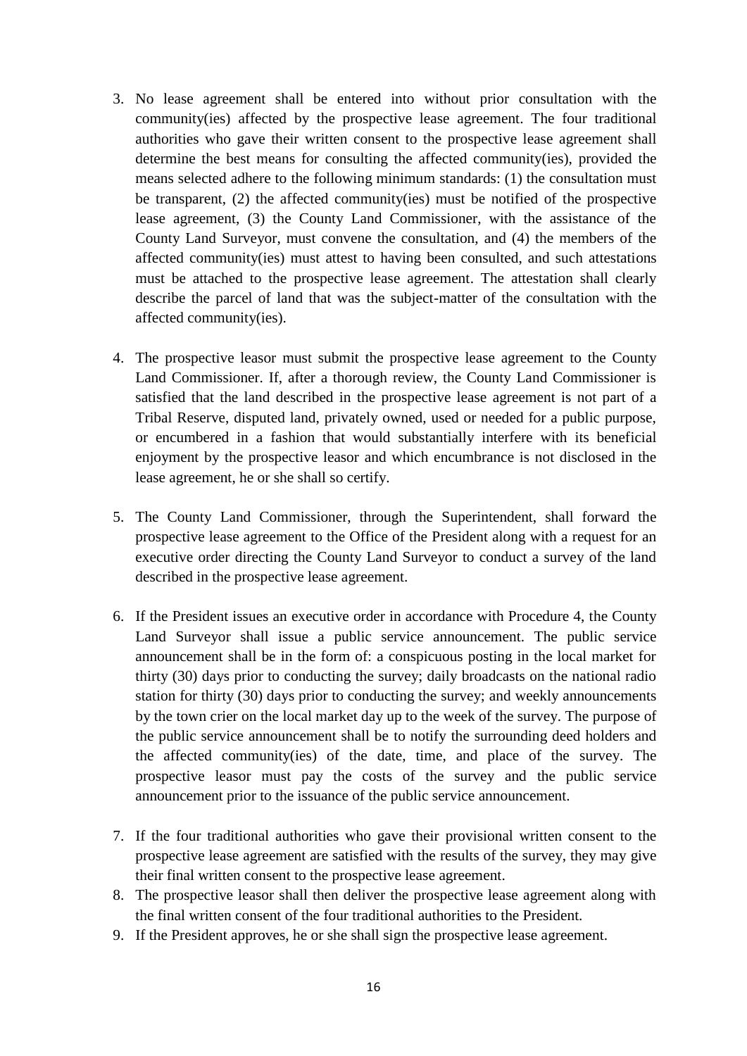3. No lease agreement shall be entered into without prior consultation with the community(ies) affected by the prospective lease agreement. The four traditional authorities who gave their written consent to the prospective lease agreement shall determine the best means for consulting the affected community(ies), provided the means selected adhere to the following minimum standards: (1) the consultation must be transparent, (2) the affected community(ies) must be notified of the prospective lease agreement, (3) the County Land Commissioner, with the assistance of the County Land Surveyor, must convene the consultation, and (4) the members of the affected community(ies) must attest to having been consulted, and such attestations must be attached to the prospective lease agreement. The attestation shall clearly describe the parcel of land that was the subject-matter of the consultation with the affected community(ies).

4. The prospective leasor must submit the prospective lease agreement to the County Land Commissioner. If, after a thorough review, the County Land Commissioner is satisfied that the land described in the prospective lease agreement is not part of a Tribal Reserve, disputed land, privately owned, used or needed for a public purpose, or encumbered in a fashion that would substantially interfere with its beneficial enjoyment by the prospective leasor and which encumbrance is not disclosed in the lease agreement, he or she shall so certify.

5. The County Land Commissioner, through the Superintendent, shall forward the prospective lease agreement to the Office of the President along with a request for an executive order directing the County Land Surveyor to conduct a survey of the land described in the prospective lease agreement.

6. If the President issues an executive order in accordance with Procedure 4, the County Land Surveyor shall issue a public service announcement. The public service announcement shall be in the form of: a conspicuous posting in the local market for thirty (30) days prior to conducting the survey; daily broadcasts on the national radio station for thirty (30) days prior to conducting the survey; and weekly announcements by the town crier on the local market day up to the week of the survey. The purpose of the public service announcement shall be to notify the surrounding deed holders and the affected community(ies) of the date, time, and place of the survey. The prospective leasor must pay the costs of the survey and the public service announcement prior to the issuance of the public service announcement.

7. If the four traditional authorities who gave their provisional written consent to the prospective lease agreement are satisfied with the results of the survey, they may give their final written consent to the prospective lease agreement.
8. The prospective leasor shall then deliver the prospective lease agreement along with the final written consent of the four traditional authorities to the President.
9. If the President approves, he or she shall sign the prospective lease agreement.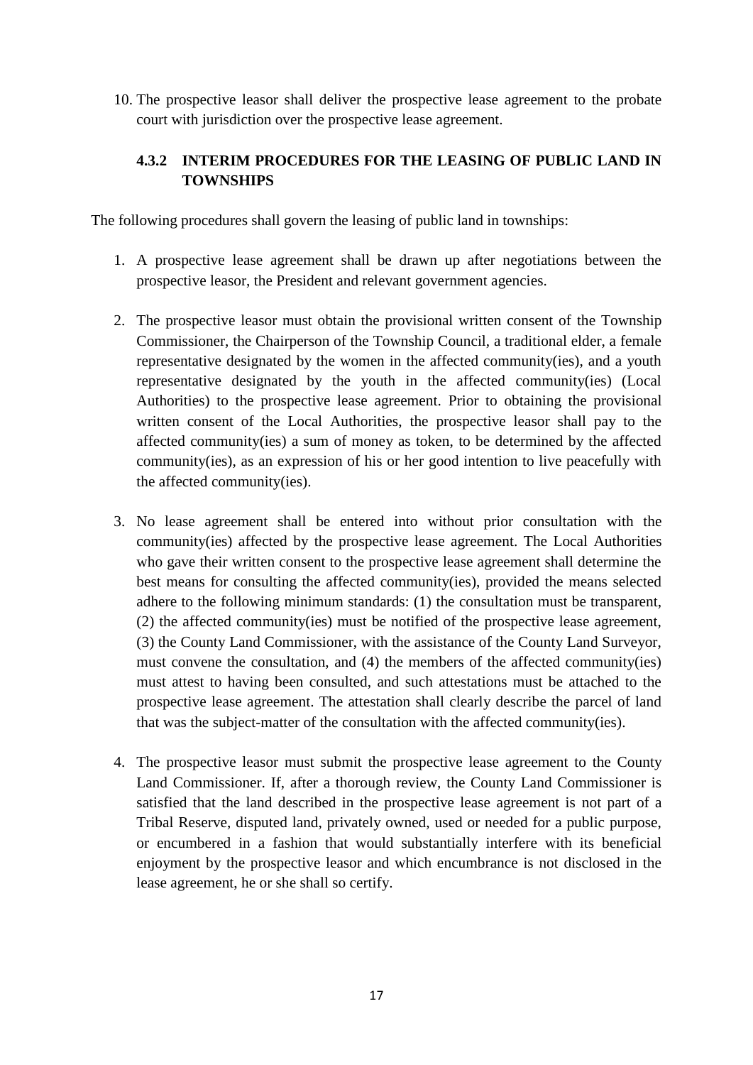10. The prospective leasor shall deliver the prospective lease agreement to the probate court with jurisdiction over the prospective lease agreement.

### 4.3.2 INTERIM PROCEDURES FOR THE LEASING OF PUBLIC LAND IN TOWNSHIPS

The following procedures shall govern the leasing of public land in townships:

1. A prospective lease agreement shall be drawn up after negotiations between the prospective leasor, the President and relevant government agencies.

2. The prospective leasor must obtain the provisional written consent of the Township Commissioner, the Chairperson of the Township Council, a traditional elder, a female representative designated by the women in the affected community(ies), and a youth representative designated by the youth in the affected community(ies) (Local Authorities) to the prospective lease agreement. Prior to obtaining the provisional written consent of the Local Authorities, the prospective leasor shall pay to the affected community(ies) a sum of money as token, to be determined by the affected community(ies), as an expression of his or her good intention to live peacefully with the affected community(ies).

3. No lease agreement shall be entered into without prior consultation with the community(ies) affected by the prospective lease agreement. The Local Authorities who gave their written consent to the prospective lease agreement shall determine the best means for consulting the affected community(ies), provided the means selected adhere to the following minimum standards: (1) the consultation must be transparent, (2) the affected community(ies) must be notified of the prospective lease agreement, (3) the County Land Commissioner, with the assistance of the County Land Surveyor, must convene the consultation, and (4) the members of the affected community(ies) must attest to having been consulted, and such attestations must be attached to the prospective lease agreement. The attestation shall clearly describe the parcel of land that was the subject-matter of the consultation with the affected community(ies).

4. The prospective leasor must submit the prospective lease agreement to the County Land Commissioner. If, after a thorough review, the County Land Commissioner is satisfied that the land described in the prospective lease agreement is not part of a Tribal Reserve, disputed land, privately owned, used or needed for a public purpose, or encumbered in a fashion that would substantially interfere with its beneficial enjoyment by the prospective leasor and which encumbrance is not disclosed in the lease agreement, he or she shall so certify.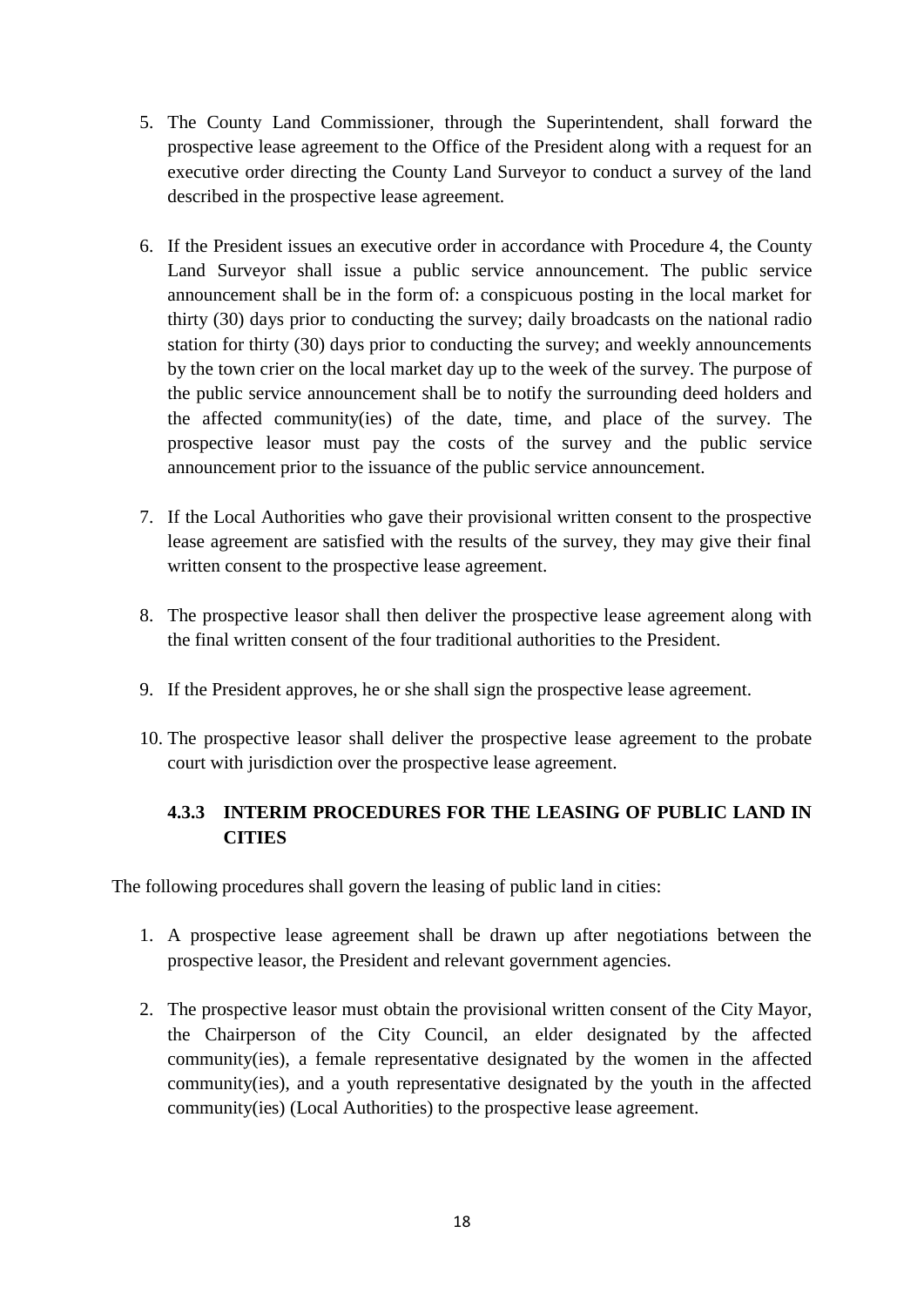5. The County Land Commissioner, through the Superintendent, shall forward the prospective lease agreement to the Office of the President along with a request for an executive order directing the County Land Surveyor to conduct a survey of the land described in the prospective lease agreement.

6. If the President issues an executive order in accordance with Procedure 4, the County Land Surveyor shall issue a public service announcement. The public service announcement shall be in the form of: a conspicuous posting in the local market for thirty (30) days prior to conducting the survey; daily broadcasts on the national radio station for thirty (30) days prior to conducting the survey; and weekly announcements by the town crier on the local market day up to the week of the survey. The purpose of the public service announcement shall be to notify the surrounding deed holders and the affected community(ies) of the date, time, and place of the survey. The prospective leasor must pay the costs of the survey and the public service announcement prior to the issuance of the public service announcement.

7. If the Local Authorities who gave their provisional written consent to the prospective lease agreement are satisfied with the results of the survey, they may give their final written consent to the prospective lease agreement.

8. The prospective leasor shall then deliver the prospective lease agreement along with the final written consent of the four traditional authorities to the President.

9. If the President approves, he or she shall sign the prospective lease agreement.

10. The prospective leasor shall deliver the prospective lease agreement to the probate court with jurisdiction over the prospective lease agreement.

### 4.3.3 INTERIM PROCEDURES FOR THE LEASING OF PUBLIC LAND IN CITIES

The following procedures shall govern the leasing of public land in cities:

1. A prospective lease agreement shall be drawn up after negotiations between the prospective leasor, the President and relevant government agencies.

2. The prospective leasor must obtain the provisional written consent of the City Mayor, the Chairperson of the City Council, an elder designated by the affected community(ies), a female representative designated by the women in the affected community(ies), and a youth representative designated by the youth in the affected community(ies) (Local Authorities) to the prospective lease agreement.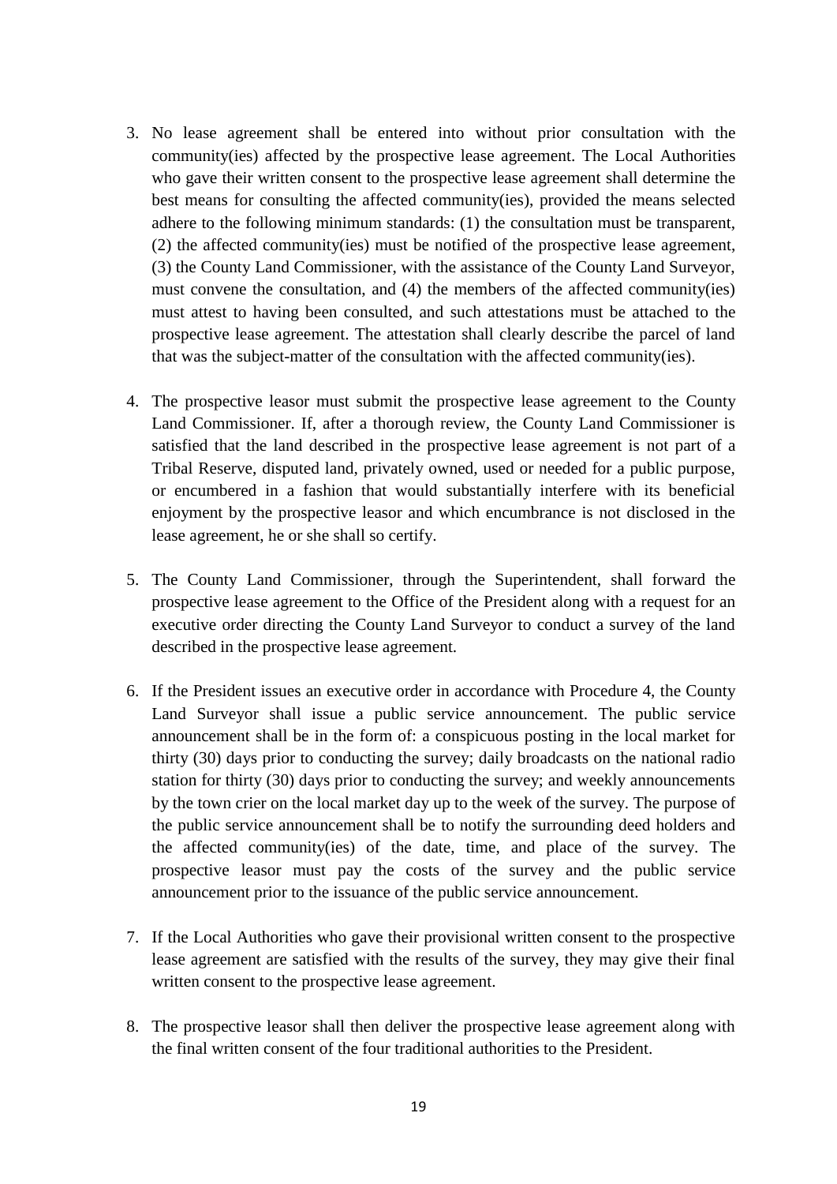3. No lease agreement shall be entered into without prior consultation with the community(ies) affected by the prospective lease agreement. The Local Authorities who gave their written consent to the prospective lease agreement shall determine the best means for consulting the affected community(ies), provided the means selected adhere to the following minimum standards: (1) the consultation must be transparent, (2) the affected community(ies) must be notified of the prospective lease agreement, (3) the County Land Commissioner, with the assistance of the County Land Surveyor, must convene the consultation, and (4) the members of the affected community(ies) must attest to having been consulted, and such attestations must be attached to the prospective lease agreement. The attestation shall clearly describe the parcel of land that was the subject-matter of the consultation with the affected community(ies).

4. The prospective leasor must submit the prospective lease agreement to the County Land Commissioner. If, after a thorough review, the County Land Commissioner is satisfied that the land described in the prospective lease agreement is not part of a Tribal Reserve, disputed land, privately owned, used or needed for a public purpose, or encumbered in a fashion that would substantially interfere with its beneficial enjoyment by the prospective leasor and which encumbrance is not disclosed in the lease agreement, he or she shall so certify.

5. The County Land Commissioner, through the Superintendent, shall forward the prospective lease agreement to the Office of the President along with a request for an executive order directing the County Land Surveyor to conduct a survey of the land described in the prospective lease agreement.

6. If the President issues an executive order in accordance with Procedure 4, the County Land Surveyor shall issue a public service announcement. The public service announcement shall be in the form of: a conspicuous posting in the local market for thirty (30) days prior to conducting the survey; daily broadcasts on the national radio station for thirty (30) days prior to conducting the survey; and weekly announcements by the town crier on the local market day up to the week of the survey. The purpose of the public service announcement shall be to notify the surrounding deed holders and the affected community(ies) of the date, time, and place of the survey. The prospective leasor must pay the costs of the survey and the public service announcement prior to the issuance of the public service announcement.

7. If the Local Authorities who gave their provisional written consent to the prospective lease agreement are satisfied with the results of the survey, they may give their final written consent to the prospective lease agreement.

8. The prospective leasor shall then deliver the prospective lease agreement along with the final written consent of the four traditional authorities to the President.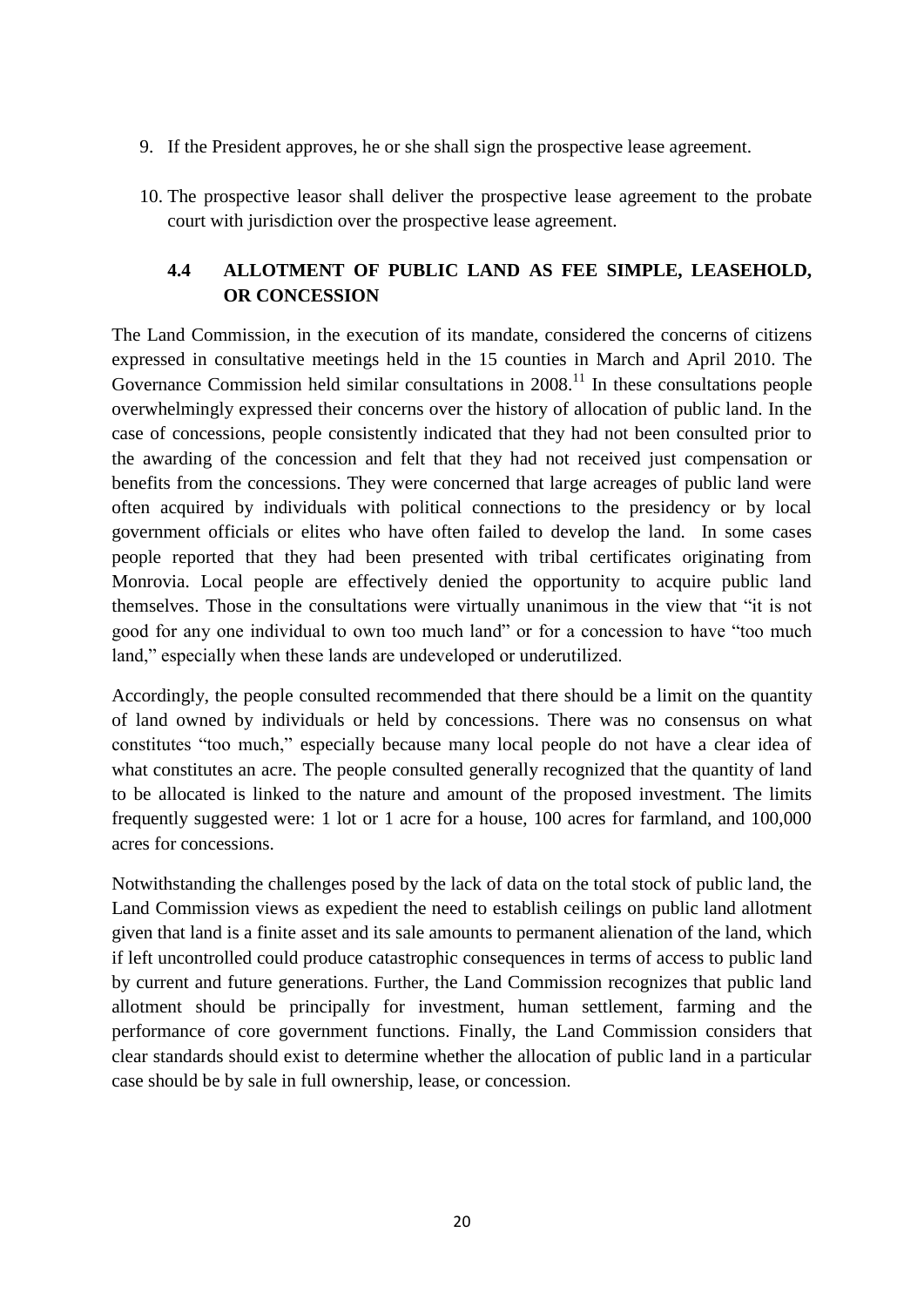9. If the President approves, he or she shall sign the prospective lease agreement.

10. The prospective leasor shall deliver the prospective lease agreement to the probate court with jurisdiction over the prospective lease agreement.

### 4.4 ALLOTMENT OF PUBLIC LAND AS FEE SIMPLE, LEASEHOLD, OR CONCESSION

The Land Commission, in the execution of its mandate, considered the concerns of citizens expressed in consultative meetings held in the 15 counties in March and April 2010. The Governance Commission held similar consultations in 2008.[11] In these consultations people overwhelmingly expressed their concerns over the history of allocation of public land. In the case of concessions, people consistently indicated that they had not been consulted prior to the awarding of the concession and felt that they had not received just compensation or benefits from the concessions. They were concerned that large acreages of public land were often acquired by individuals with political connections to the presidency or by local government officials or elites who have often failed to develop the land. In some cases people reported that they had been presented with tribal certificates originating from Monrovia. Local people are effectively denied the opportunity to acquire public land themselves. Those in the consultations were virtually unanimous in the view that "it is not good for any one individual to own too much land" or for a concession to have "too much land," especially when these lands are undeveloped or underutilized.

Accordingly, the people consulted recommended that there should be a limit on the quantity of land owned by individuals or held by concessions. There was no consensus on what constitutes "too much," especially because many local people do not have a clear idea of what constitutes an acre. The people consulted generally recognized that the quantity of land to be allocated is linked to the nature and amount of the proposed investment. The limits frequently suggested were: 1 lot or 1 acre for a house, 100 acres for farmland, and 100,000 acres for concessions.

Notwithstanding the challenges posed by the lack of data on the total stock of public land, the Land Commission views as expedient the need to establish ceilings on public land allotment given that land is a finite asset and its sale amounts to permanent alienation of the land, which if left uncontrolled could produce catastrophic consequences in terms of access to public land by current and future generations. Further, the Land Commission recognizes that public land allotment should be principally for investment, human settlement, farming and the performance of core government functions. Finally, the Land Commission considers that clear standards should exist to determine whether the allocation of public land in a particular case should be by sale in full ownership, lease, or concession.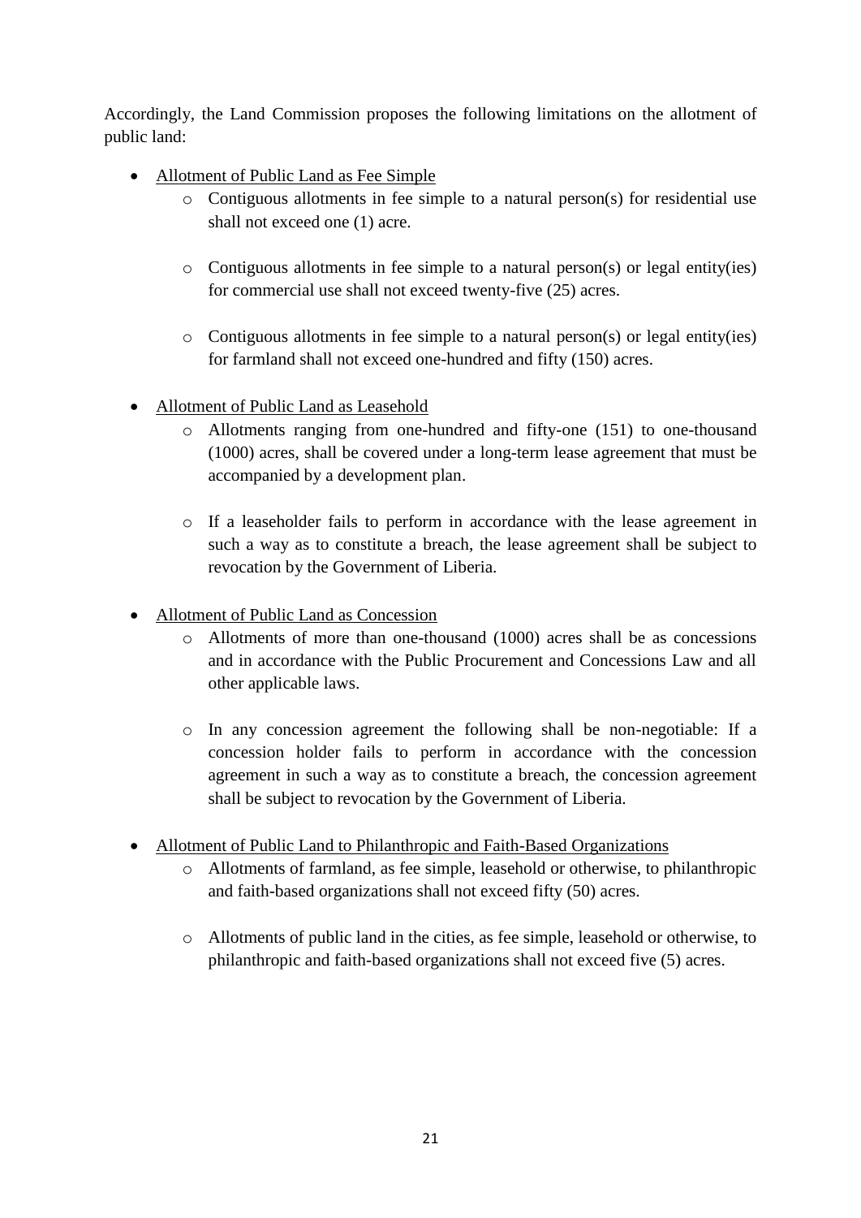Accordingly, the Land Commission proposes the following limitations on the allotment of public land:

- Allotment of Public Land as Fee Simple
    - Contiguous allotments in fee simple to a natural person(s) for residential use shall not exceed one (1) acre.
    - Contiguous allotments in fee simple to a natural person(s) or legal entity(ies) for commercial use shall not exceed twenty-five (25) acres.
    - Contiguous allotments in fee simple to a natural person(s) or legal entity(ies) for farmland shall not exceed one-hundred and fifty (150) acres.
- Allotment of Public Land as Leasehold
    - Allotments ranging from one-hundred and fifty-one (151) to one-thousand (1000) acres, shall be covered under a long-term lease agreement that must be accompanied by a development plan.
    - If a leaseholder fails to perform in accordance with the lease agreement in such a way as to constitute a breach, the lease agreement shall be subject to revocation by the Government of Liberia.
- Allotment of Public Land as Concession
    - Allotments of more than one-thousand (1000) acres shall be as concessions and in accordance with the Public Procurement and Concessions Law and all other applicable laws.
    - In any concession agreement the following shall be non-negotiable: If a concession holder fails to perform in accordance with the concession agreement in such a way as to constitute a breach, the concession agreement shall be subject to revocation by the Government of Liberia.
- Allotment of Public Land to Philanthropic and Faith-Based Organizations
    - Allotments of farmland, as fee simple, leasehold or otherwise, to philanthropic and faith-based organizations shall not exceed fifty (50) acres.
    - Allotments of public land in the cities, as fee simple, leasehold or otherwise, to philanthropic and faith-based organizations shall not exceed five (5) acres.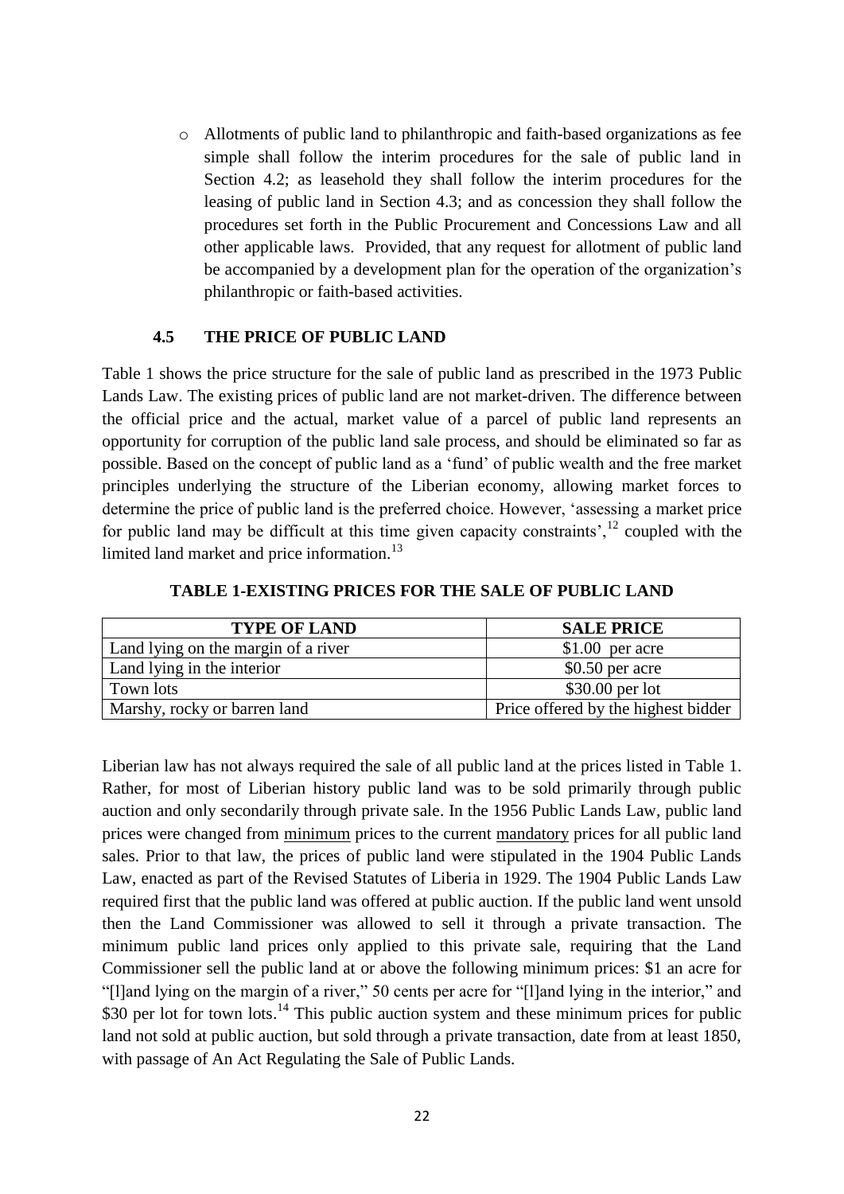- Allotments of public land to philanthropic and faith-based organizations as fee simple shall follow the interim procedures for the sale of public land in Section 4.2; as leasehold they shall follow the interim procedures for the leasing of public land in Section 4.3; and as concession they shall follow the procedures set forth in the Public Procurement and Concessions Law and all other applicable laws. Provided, that any request for allotment of public land be accompanied by a development plan for the operation of the organization's philanthropic or faith-based activities.

### 4.5 THE PRICE OF PUBLIC LAND

Table 1 shows the price structure for the sale of public land as prescribed in the 1973 Public Lands Law. The existing prices of public land are not market-driven. The difference between the official price and the actual, market value of a parcel of public land represents an opportunity for corruption of the public land sale process, and should be eliminated so far as possible. Based on the concept of public land as a 'fund' of public wealth and the free market principles underlying the structure of the Liberian economy, allowing market forces to determine the price of public land is the preferred choice. However, 'assessing a market price for public land may be difficult at this time given capacity constraints',[12] coupled with the limited land market and price information.[13]

**TABLE 1-EXISTING PRICES FOR THE SALE OF PUBLIC LAND**

| TYPE OF LAND | SALE PRICE |
|---|---|
| Land lying on the margin of a river | $1.00 per acre |
| Land lying in the interior | $0.50 per acre |
| Town lots | $30.00 per lot |
| Marshy, rocky or barren land | Price offered by the highest bidder |

Liberian law has not always required the sale of all public land at the prices listed in Table 1. Rather, for most of Liberian history public land was to be sold primarily through public auction and only secondarily through private sale. In the 1956 Public Lands Law, public land prices were changed from <u>minimum</u> prices to the current <u>mandatory</u> prices for all public land sales. Prior to that law, the prices of public land were stipulated in the 1904 Public Lands Law, enacted as part of the Revised Statutes of Liberia in 1929. The 1904 Public Lands Law required first that the public land was offered at public auction. If the public land went unsold then the Land Commissioner was allowed to sell it through a private transaction. The minimum public land prices only applied to this private sale, requiring that the Land Commissioner sell the public land at or above the following minimum prices: $1 an acre for "[l]and lying on the margin of a river," 50 cents per acre for "[l]and lying in the interior," and $30 per lot for town lots.[14] This public auction system and these minimum prices for public land not sold at public auction, but sold through a private transaction, date from at least 1850, with passage of An Act Regulating the Sale of Public Lands.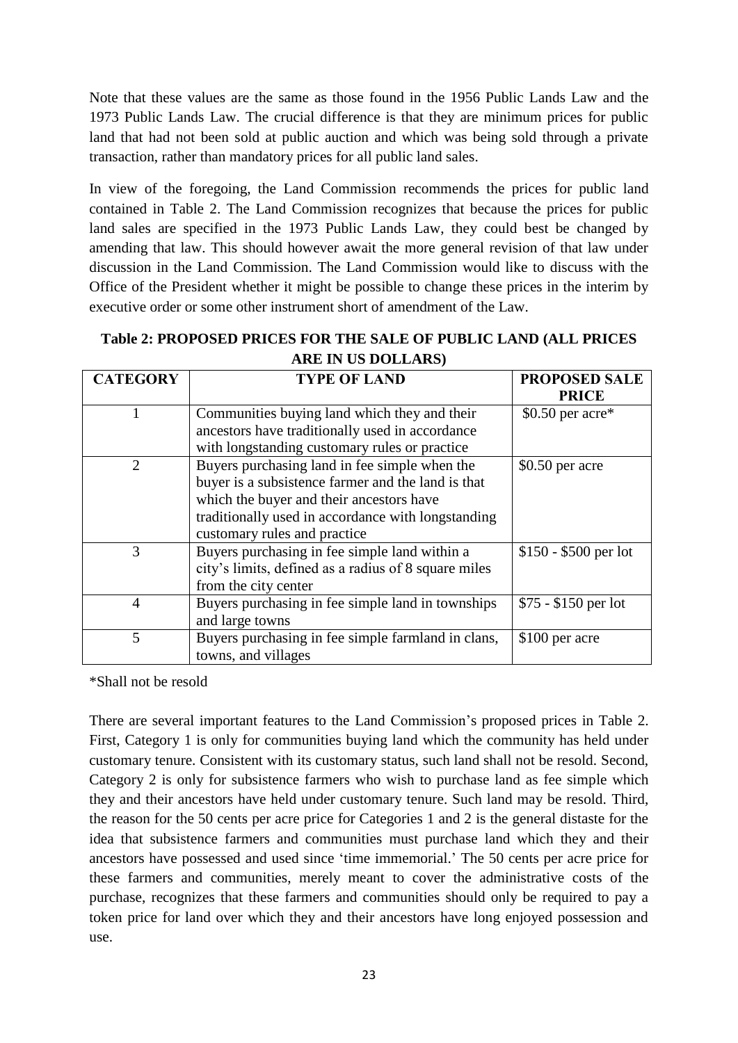Note that these values are the same as those found in the 1956 Public Lands Law and the 1973 Public Lands Law. The crucial difference is that they are minimum prices for public land that had not been sold at public auction and which was being sold through a private transaction, rather than mandatory prices for all public land sales.

In view of the foregoing, the Land Commission recommends the prices for public land contained in Table 2. The Land Commission recognizes that because the prices for public land sales are specified in the 1973 Public Lands Law, they could best be changed by amending that law. This should however await the more general revision of that law under discussion in the Land Commission. The Land Commission would like to discuss with the Office of the President whether it might be possible to change these prices in the interim by executive order or some other instrument short of amendment of the Law.

**Table 2: PROPOSED PRICES FOR THE SALE OF PUBLIC LAND (ALL PRICES ARE IN US DOLLARS)**

| CATEGORY | TYPE OF LAND | PROPOSED SALE PRICE |
|---|---|---|
| 1 | Communities buying land which they and their ancestors have traditionally used in accordance with longstanding customary rules or practice | $0.50 per acre* |
| 2 | Buyers purchasing land in fee simple when the buyer is a subsistence farmer and the land is that which the buyer and their ancestors have traditionally used in accordance with longstanding customary rules and practice | $0.50 per acre |
| 3 | Buyers purchasing in fee simple land within a city's limits, defined as a radius of 8 square miles from the city center | $150 - $500 per lot |
| 4 | Buyers purchasing in fee simple land in townships and large towns | $75 - $150 per lot |
| 5 | Buyers purchasing in fee simple farmland in clans, towns, and villages | $100 per acre |

*Shall not be resold

There are several important features to the Land Commission's proposed prices in Table 2. First, Category 1 is only for communities buying land which the community has held under customary tenure. Consistent with its customary status, such land shall not be resold. Second, Category 2 is only for subsistence farmers who wish to purchase land as fee simple which they and their ancestors have held under customary tenure. Such land may be resold. Third, the reason for the 50 cents per acre price for Categories 1 and 2 is the general distaste for the idea that subsistence farmers and communities must purchase land which they and their ancestors have possessed and used since 'time immemorial.' The 50 cents per acre price for these farmers and communities, merely meant to cover the administrative costs of the purchase, recognizes that these farmers and communities should only be required to pay a token price for land over which they and their ancestors have long enjoyed possession and use.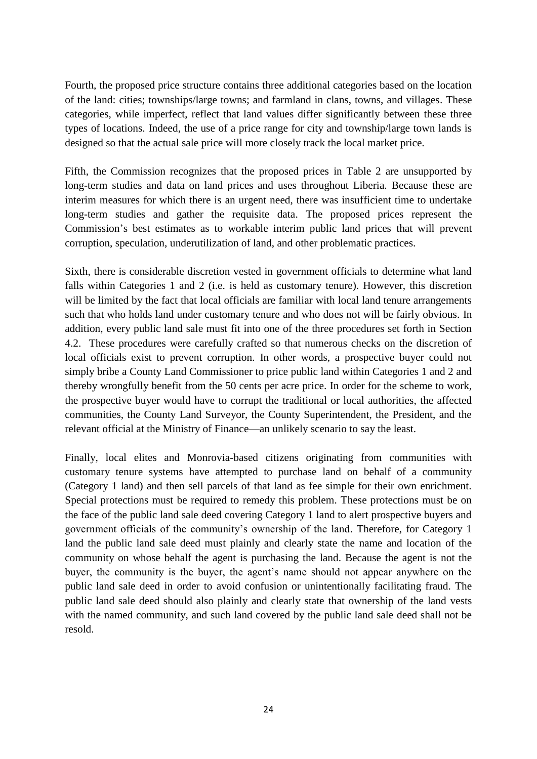Fourth, the proposed price structure contains three additional categories based on the location of the land: cities; townships/large towns; and farmland in clans, towns, and villages. These categories, while imperfect, reflect that land values differ significantly between these three types of locations. Indeed, the use of a price range for city and township/large town lands is designed so that the actual sale price will more closely track the local market price.

Fifth, the Commission recognizes that the proposed prices in Table 2 are unsupported by long-term studies and data on land prices and uses throughout Liberia. Because these are interim measures for which there is an urgent need, there was insufficient time to undertake long-term studies and gather the requisite data. The proposed prices represent the Commission's best estimates as to workable interim public land prices that will prevent corruption, speculation, underutilization of land, and other problematic practices.

Sixth, there is considerable discretion vested in government officials to determine what land falls within Categories 1 and 2 (i.e. is held as customary tenure). However, this discretion will be limited by the fact that local officials are familiar with local land tenure arrangements such that who holds land under customary tenure and who does not will be fairly obvious. In addition, every public land sale must fit into one of the three procedures set forth in Section 4.2. These procedures were carefully crafted so that numerous checks on the discretion of local officials exist to prevent corruption. In other words, a prospective buyer could not simply bribe a County Land Commissioner to price public land within Categories 1 and 2 and thereby wrongfully benefit from the 50 cents per acre price. In order for the scheme to work, the prospective buyer would have to corrupt the traditional or local authorities, the affected communities, the County Land Surveyor, the County Superintendent, the President, and the relevant official at the Ministry of Finance—an unlikely scenario to say the least.

Finally, local elites and Monrovia-based citizens originating from communities with customary tenure systems have attempted to purchase land on behalf of a community (Category 1 land) and then sell parcels of that land as fee simple for their own enrichment. Special protections must be required to remedy this problem. These protections must be on the face of the public land sale deed covering Category 1 land to alert prospective buyers and government officials of the community's ownership of the land. Therefore, for Category 1 land the public land sale deed must plainly and clearly state the name and location of the community on whose behalf the agent is purchasing the land. Because the agent is not the buyer, the community is the buyer, the agent's name should not appear anywhere on the public land sale deed in order to avoid confusion or unintentionally facilitating fraud. The public land sale deed should also plainly and clearly state that ownership of the land vests with the named community, and such land covered by the public land sale deed shall not be resold.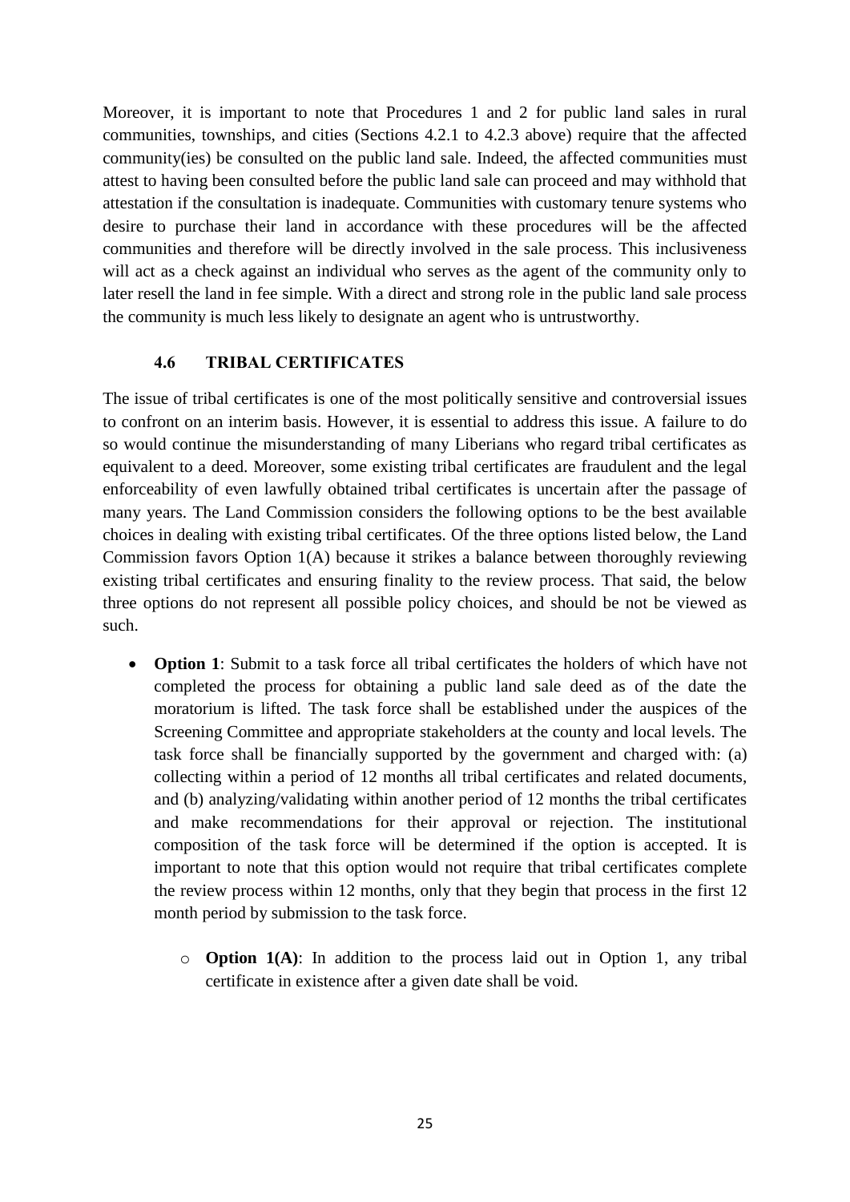Moreover, it is important to note that Procedures 1 and 2 for public land sales in rural communities, townships, and cities (Sections 4.2.1 to 4.2.3 above) require that the affected community(ies) be consulted on the public land sale. Indeed, the affected communities must attest to having been consulted before the public land sale can proceed and may withhold that attestation if the consultation is inadequate. Communities with customary tenure systems who desire to purchase their land in accordance with these procedures will be the affected communities and therefore will be directly involved in the sale process. This inclusiveness will act as a check against an individual who serves as the agent of the community only to later resell the land in fee simple. With a direct and strong role in the public land sale process the community is much less likely to designate an agent who is untrustworthy.

### 4.6 TRIBAL CERTIFICATES

The issue of tribal certificates is one of the most politically sensitive and controversial issues to confront on an interim basis. However, it is essential to address this issue. A failure to do so would continue the misunderstanding of many Liberians who regard tribal certificates as equivalent to a deed. Moreover, some existing tribal certificates are fraudulent and the legal enforceability of even lawfully obtained tribal certificates is uncertain after the passage of many years. The Land Commission considers the following options to be the best available choices in dealing with existing tribal certificates. Of the three options listed below, the Land Commission favors Option 1(A) because it strikes a balance between thoroughly reviewing existing tribal certificates and ensuring finality to the review process. That said, the below three options do not represent all possible policy choices, and should be not be viewed as such.

- **Option 1**: Submit to a task force all tribal certificates the holders of which have not completed the process for obtaining a public land sale deed as of the date the moratorium is lifted. The task force shall be established under the auspices of the Screening Committee and appropriate stakeholders at the county and local levels. The task force shall be financially supported by the government and charged with: (a) collecting within a period of 12 months all tribal certificates and related documents, and (b) analyzing/validating within another period of 12 months the tribal certificates and make recommendations for their approval or rejection. The institutional composition of the task force will be determined if the option is accepted. It is important to note that this option would not require that tribal certificates complete the review process within 12 months, only that they begin that process in the first 12 month period by submission to the task force.
    - **Option 1(A)**: In addition to the process laid out in Option 1, any tribal certificate in existence after a given date shall be void.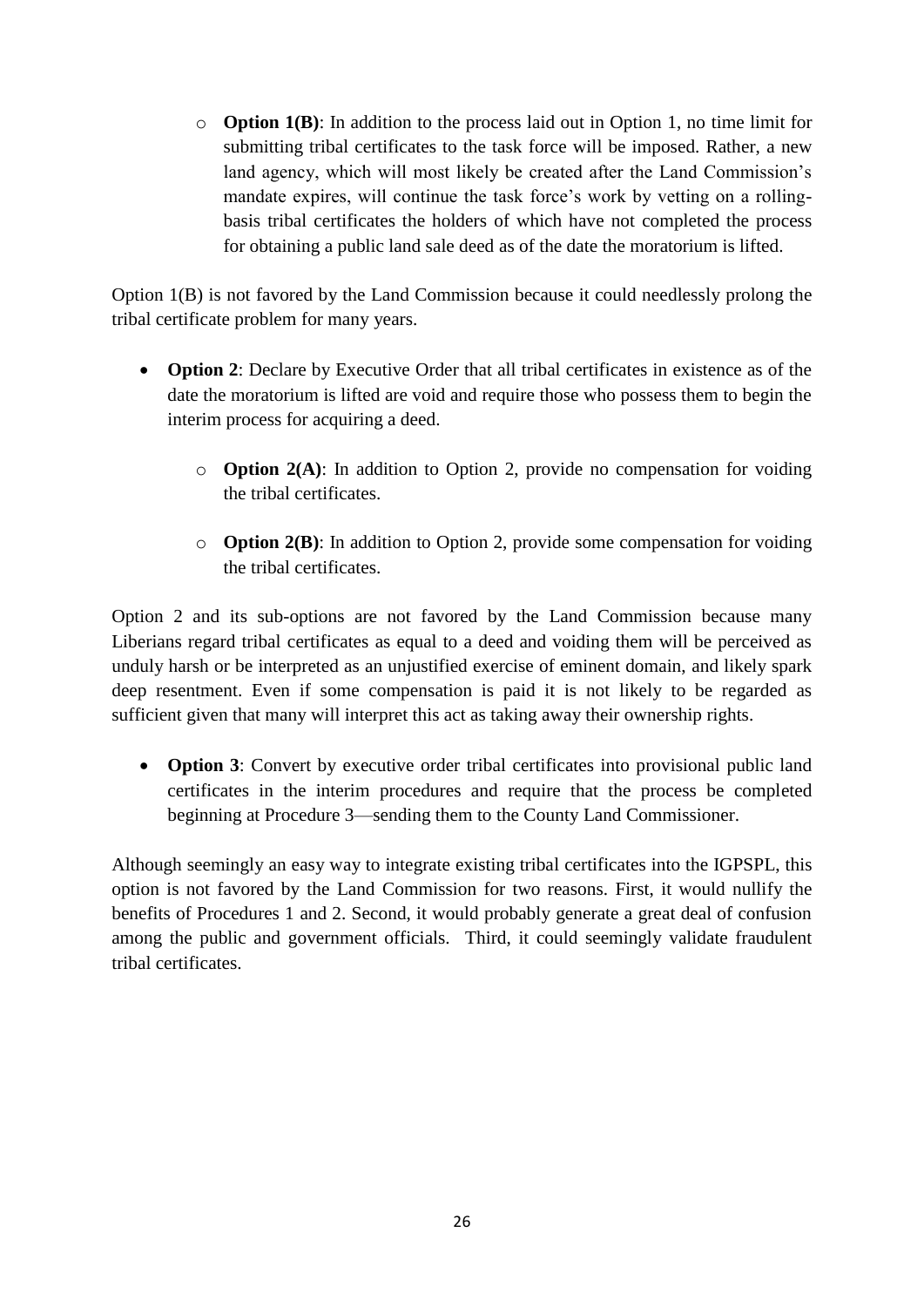- **Option 1(B)**: In addition to the process laid out in Option 1, no time limit for submitting tribal certificates to the task force will be imposed. Rather, a new land agency, which will most likely be created after the Land Commission's mandate expires, will continue the task force's work by vetting on a rolling-basis tribal certificates the holders of which have not completed the process for obtaining a public land sale deed as of the date the moratorium is lifted.

Option 1(B) is not favored by the Land Commission because it could needlessly prolong the tribal certificate problem for many years.

- **Option 2**: Declare by Executive Order that all tribal certificates in existence as of the date the moratorium is lifted are void and require those who possess them to begin the interim process for acquiring a deed.

  - **Option 2(A)**: In addition to Option 2, provide no compensation for voiding the tribal certificates.

  - **Option 2(B)**: In addition to Option 2, provide some compensation for voiding the tribal certificates.

Option 2 and its sub-options are not favored by the Land Commission because many Liberians regard tribal certificates as equal to a deed and voiding them will be perceived as unduly harsh or be interpreted as an unjustified exercise of eminent domain, and likely spark deep resentment. Even if some compensation is paid it is not likely to be regarded as sufficient given that many will interpret this act as taking away their ownership rights.

- **Option 3**: Convert by executive order tribal certificates into provisional public land certificates in the interim procedures and require that the process be completed beginning at Procedure 3—sending them to the County Land Commissioner.

Although seemingly an easy way to integrate existing tribal certificates into the IGPSPL, this option is not favored by the Land Commission for two reasons. First, it would nullify the benefits of Procedures 1 and 2. Second, it would probably generate a great deal of confusion among the public and government officials. Third, it could seemingly validate fraudulent tribal certificates.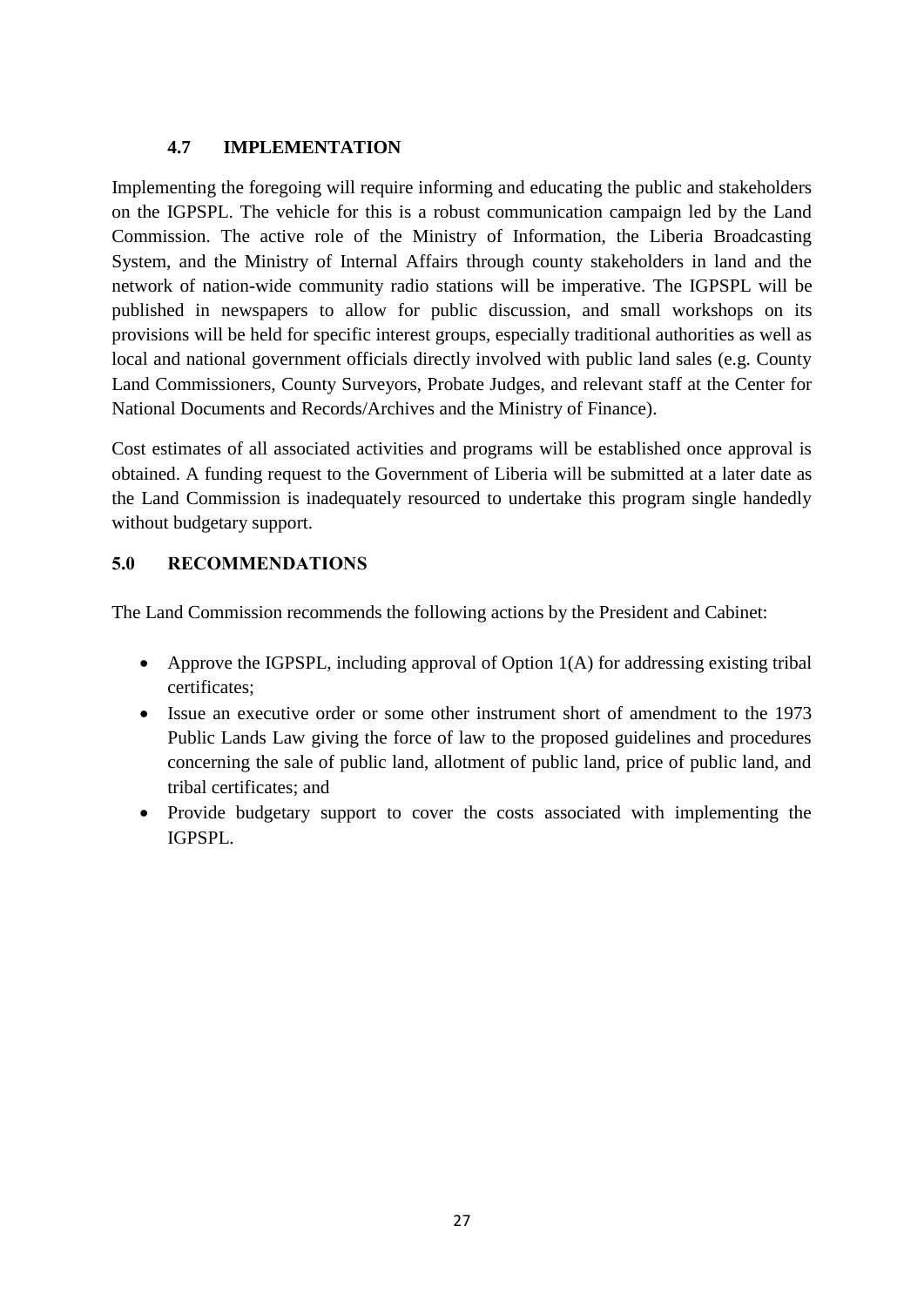### 4.7 IMPLEMENTATION

Implementing the foregoing will require informing and educating the public and stakeholders on the IGPSPL. The vehicle for this is a robust communication campaign led by the Land Commission. The active role of the Ministry of Information, the Liberia Broadcasting System, and the Ministry of Internal Affairs through county stakeholders in land and the network of nation-wide community radio stations will be imperative. The IGPSPL will be published in newspapers to allow for public discussion, and small workshops on its provisions will be held for specific interest groups, especially traditional authorities as well as local and national government officials directly involved with public land sales (e.g. County Land Commissioners, County Surveyors, Probate Judges, and relevant staff at the Center for National Documents and Records/Archives and the Ministry of Finance).

Cost estimates of all associated activities and programs will be established once approval is obtained. A funding request to the Government of Liberia will be submitted at a later date as the Land Commission is inadequately resourced to undertake this program single handedly without budgetary support.

## 5.0 RECOMMENDATIONS

The Land Commission recommends the following actions by the President and Cabinet:

- Approve the IGPSPL, including approval of Option 1(A) for addressing existing tribal certificates;
- Issue an executive order or some other instrument short of amendment to the 1973 Public Lands Law giving the force of law to the proposed guidelines and procedures concerning the sale of public land, allotment of public land, price of public land, and tribal certificates; and
- Provide budgetary support to cover the costs associated with implementing the IGPSPL.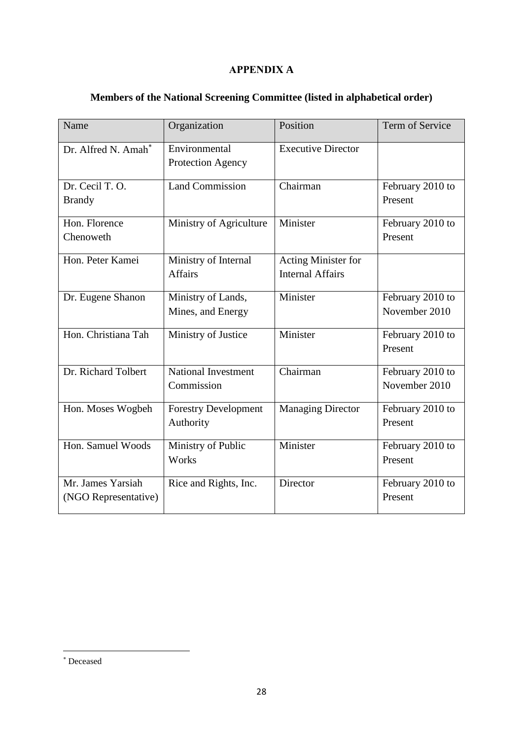**APPENDIX A**

**Members of the National Screening Committee (listed in alphabetical order)**

| Name | Organization | Position | Term of Service |
|---|---|---|---|
| Dr. Alfred N. Amah* | Environmental Protection Agency | Executive Director | |
| Dr. Cecil T. O. Brandy | Land Commission | Chairman | February 2010 to Present |
| Hon. Florence Chenoweth | Ministry of Agriculture | Minister | February 2010 to Present |
| Hon. Peter Kamei | Ministry of Internal Affairs | Acting Minister for Internal Affairs | |
| Dr. Eugene Shanon | Ministry of Lands, Mines, and Energy | Minister | February 2010 to November 2010 |
| Hon. Christiana Tah | Ministry of Justice | Minister | February 2010 to Present |
| Dr. Richard Tolbert | National Investment Commission | Chairman | February 2010 to November 2010 |
| Hon. Moses Wogbeh | Forestry Development Authority | Managing Director | February 2010 to Present |
| Hon. Samuel Woods | Ministry of Public Works | Minister | February 2010 to Present |
| Mr. James Yarsiah (NGO Representative) | Rice and Rights, Inc. | Director | February 2010 to Present |

* Deceased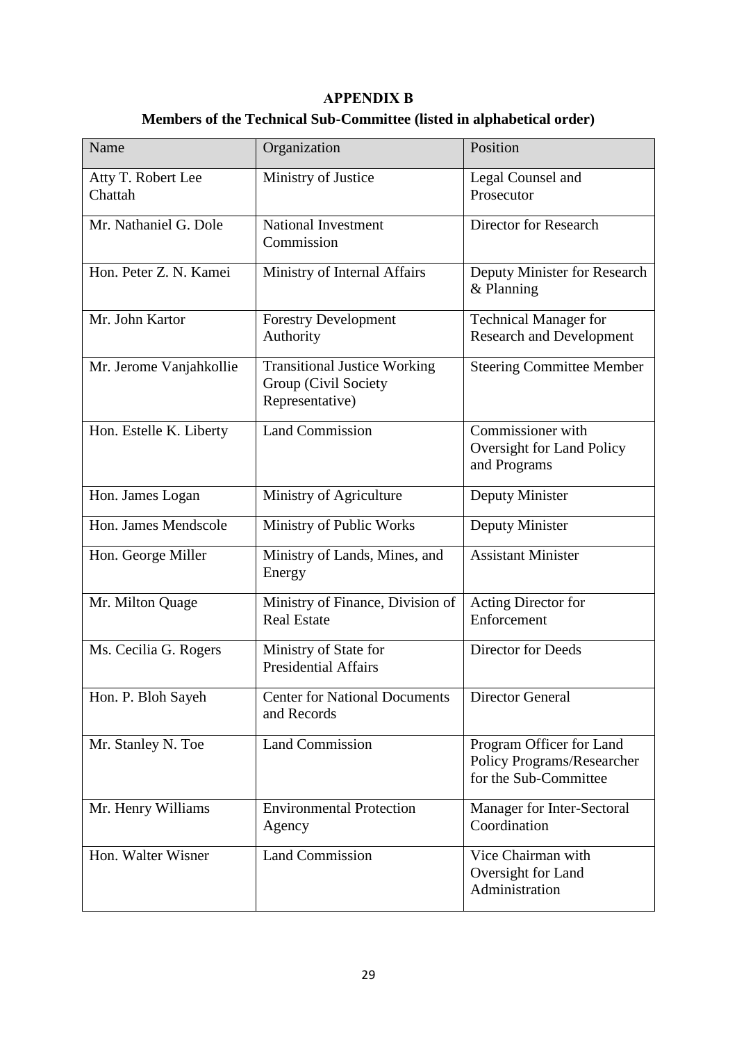## APPENDIX B

### Members of the Technical Sub-Committee (listed in alphabetical order)

| Name | Organization | Position |
|---|---|---|
| Atty T. Robert Lee Chattah | Ministry of Justice | Legal Counsel and Prosecutor |
| Mr. Nathaniel G. Dole | National Investment Commission | Director for Research |
| Hon. Peter Z. N. Kamei | Ministry of Internal Affairs | Deputy Minister for Research & Planning |
| Mr. John Kartor | Forestry Development Authority | Technical Manager for Research and Development |
| Mr. Jerome Vanjahkollie | Transitional Justice Working Group (Civil Society Representative) | Steering Committee Member |
| Hon. Estelle K. Liberty | Land Commission | Commissioner with Oversight for Land Policy and Programs |
| Hon. James Logan | Ministry of Agriculture | Deputy Minister |
| Hon. James Mendscole | Ministry of Public Works | Deputy Minister |
| Hon. George Miller | Ministry of Lands, Mines, and Energy | Assistant Minister |
| Mr. Milton Quage | Ministry of Finance, Division of Real Estate | Acting Director for Enforcement |
| Ms. Cecilia G. Rogers | Ministry of State for Presidential Affairs | Director for Deeds |
| Hon. P. Bloh Sayeh | Center for National Documents and Records | Director General |
| Mr. Stanley N. Toe | Land Commission | Program Officer for Land Policy Programs/Researcher for the Sub-Committee |
| Mr. Henry Williams | Environmental Protection Agency | Manager for Inter-Sectoral Coordination |
| Hon. Walter Wisner | Land Commission | Vice Chairman with Oversight for Land Administration |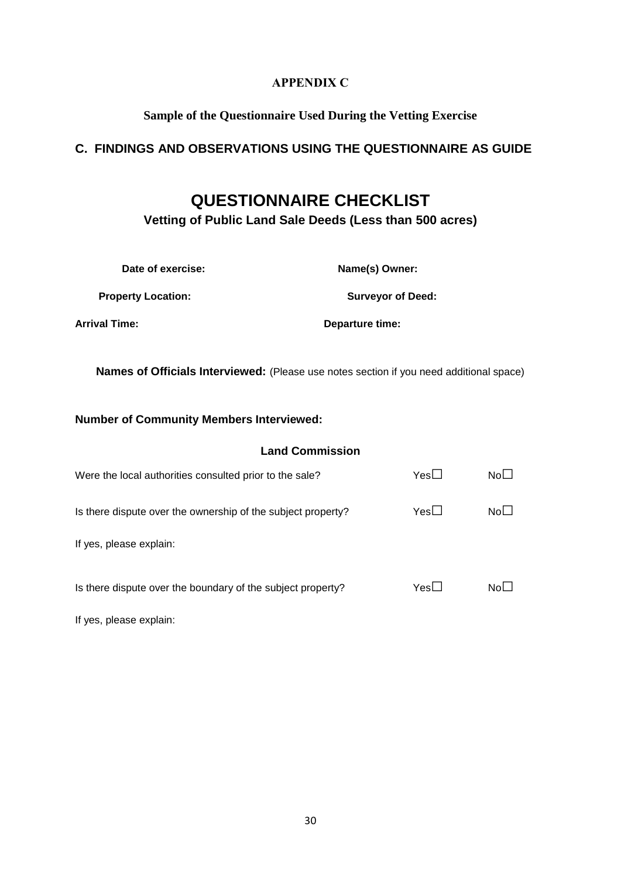# APPENDIX C

## Sample of the Questionnaire Used During the Vetting Exercise

## C. FINDINGS AND OBSERVATIONS USING THE QUESTIONNAIRE AS GUIDE

# QUESTIONNAIRE CHECKLIST

### Vetting of Public Land Sale Deeds (Less than 500 acres)

**Date of exercise:** **Name(s) Owner:**

**Property Location:** **Surveyor of Deed:**

**Arrival Time:** **Departure time:**

**Names of Officials Interviewed:** (Please use notes section if you need additional space)

**Number of Community Members Interviewed:**

### Land Commission

Were the local authorities consulted prior to the sale? Yes☐ No☐

Is there dispute over the ownership of the subject property? Yes☐ No☐

If yes, please explain:

Is there dispute over the boundary of the subject property? Yes☐ No☐

If yes, please explain: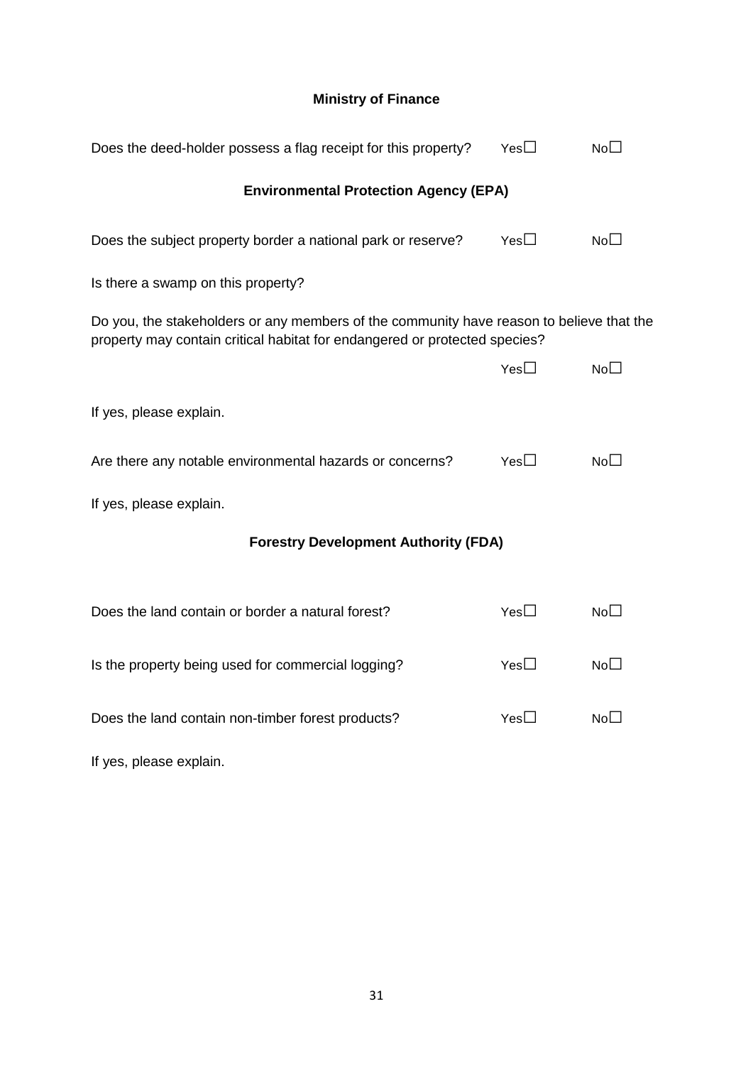**Ministry of Finance**

Does the deed-holder possess a flag receipt for this property? Yes☐ No☐

**Environmental Protection Agency (EPA)**

Does the subject property border a national park or reserve? Yes☐ No☐

Is there a swamp on this property?

Do you, the stakeholders or any members of the community have reason to believe that the property may contain critical habitat for endangered or protected species?

Yes☐ No☐

If yes, please explain.

Are there any notable environmental hazards or concerns? Yes☐ No☐

If yes, please explain.

**Forestry Development Authority (FDA)**

Does the land contain or border a natural forest? Yes☐ No☐

Is the property being used for commercial logging? Yes☐ No☐

Does the land contain non-timber forest products? Yes☐ No☐

If yes, please explain.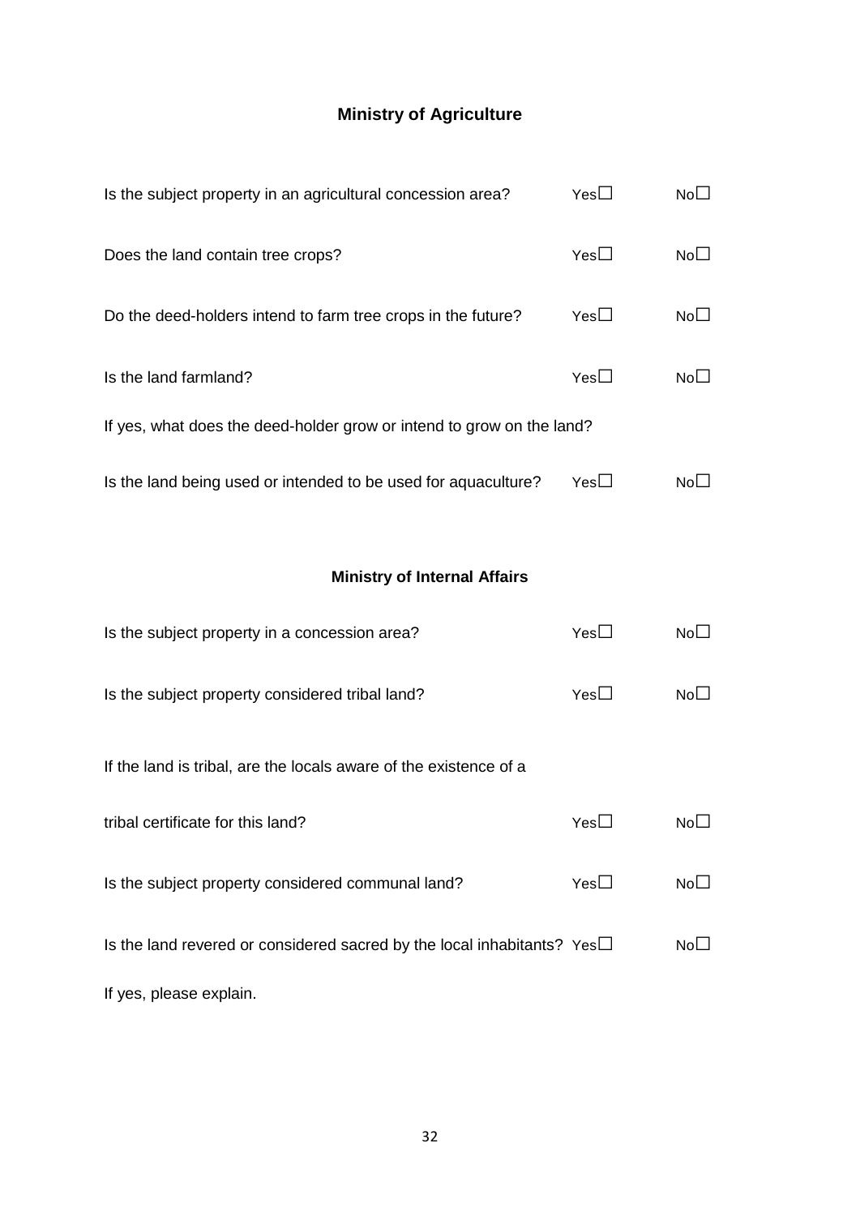## Ministry of Agriculture

Is the subject property in an agricultural concession area? Yes☐ No☐

Does the land contain tree crops? Yes☐ No☐

Do the deed-holders intend to farm tree crops in the future? Yes☐ No☐

Is the land farmland? Yes☐ No☐

If yes, what does the deed-holder grow or intend to grow on the land?

Is the land being used or intended to be used for aquaculture? Yes☐ No☐

## Ministry of Internal Affairs

Is the subject property in a concession area? Yes☐ No☐

Is the subject property considered tribal land? Yes☐ No☐

If the land is tribal, are the locals aware of the existence of a

tribal certificate for this land? Yes☐ No☐

Is the subject property considered communal land? Yes☐ No☐

Is the land revered or considered sacred by the local inhabitants? Yes☐ No☐

If yes, please explain.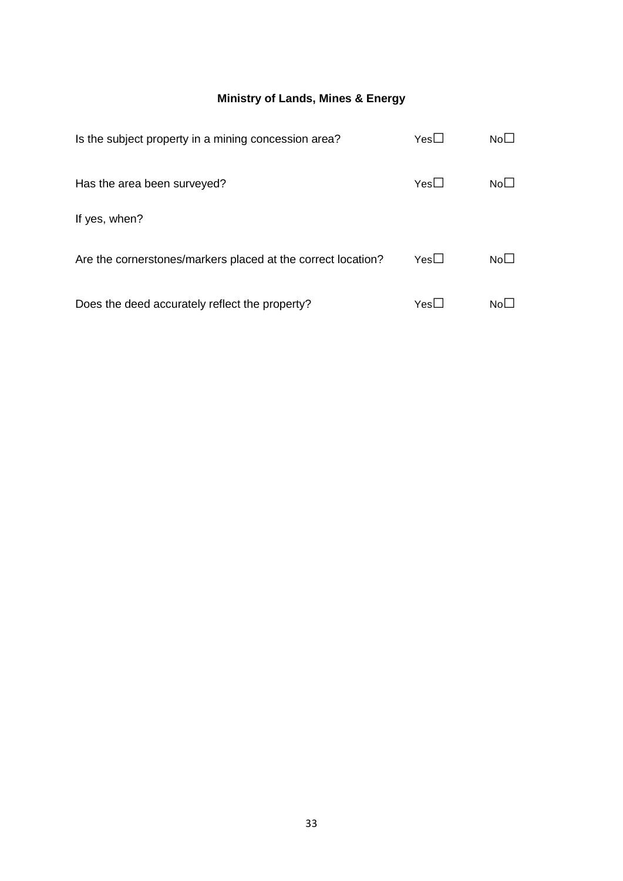## Ministry of Lands, Mines & Energy

Is the subject property in a mining concession area? Yes☐ No☐

Has the area been surveyed? Yes☐ No☐

If yes, when?

Are the cornerstones/markers placed at the correct location? Yes☐ No☐

Does the deed accurately reflect the property? Yes☐ No☐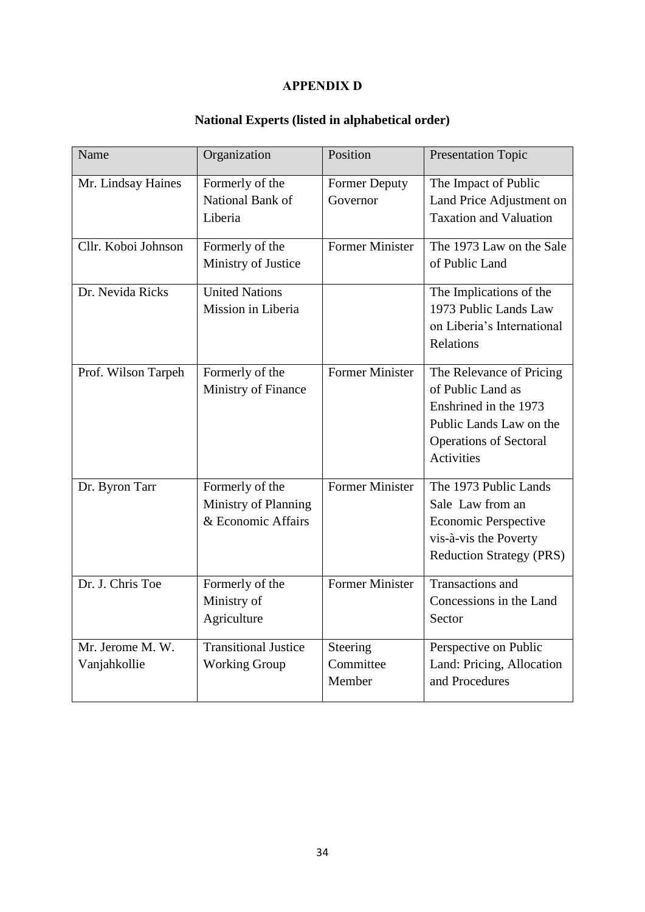# APPENDIX D

## National Experts (listed in alphabetical order)

| Name | Organization | Position | Presentation Topic |
|---|---|---|---|
| Mr. Lindsay Haines | Formerly of the National Bank of Liberia | Former Deputy Governor | The Impact of Public Land Price Adjustment on Taxation and Valuation |
| Cllr. Koboi Johnson | Formerly of the Ministry of Justice | Former Minister | The 1973 Law on the Sale of Public Land |
| Dr. Nevida Ricks | United Nations Mission in Liberia | | The Implications of the 1973 Public Lands Law on Liberia's International Relations |
| Prof. Wilson Tarpeh | Formerly of the Ministry of Finance | Former Minister | The Relevance of Pricing of Public Land as Enshrined in the 1973 Public Lands Law on the Operations of Sectoral Activities |
| Dr. Byron Tarr | Formerly of the Ministry of Planning & Economic Affairs | Former Minister | The 1973 Public Lands Sale Law from an Economic Perspective vis-à-vis the Poverty Reduction Strategy (PRS) |
| Dr. J. Chris Toe | Formerly of the Ministry of Agriculture | Former Minister | Transactions and Concessions in the Land Sector |
| Mr. Jerome M. W. Vanjahkollie | Transitional Justice Working Group | Steering Committee Member | Perspective on Public Land: Pricing, Allocation and Procedures |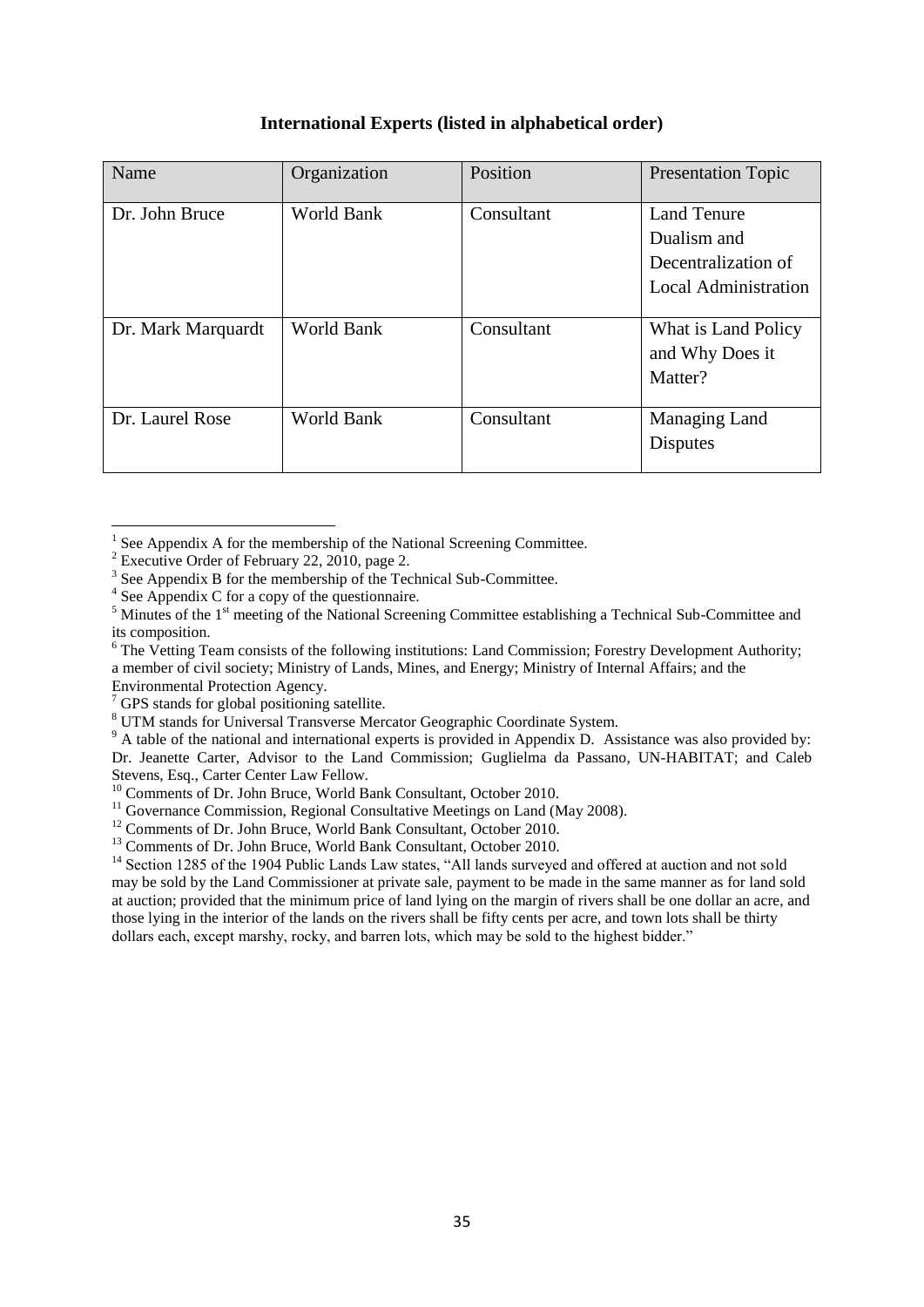**International Experts (listed in alphabetical order)**

| Name | Organization | Position | Presentation Topic |
|---|---|---|---|
| Dr. John Bruce | World Bank | Consultant | Land Tenure Dualism and Decentralization of Local Administration |
| Dr. Mark Marquardt | World Bank | Consultant | What is Land Policy and Why Does it Matter? |
| Dr. Laurel Rose | World Bank | Consultant | Managing Land Disputes |

---

[1] See Appendix A for the membership of the National Screening Committee.

[2] Executive Order of February 22, 2010, page 2.

[3] See Appendix B for the membership of the Technical Sub-Committee.

[4] See Appendix C for a copy of the questionnaire.

[5] Minutes of the 1st meeting of the National Screening Committee establishing a Technical Sub-Committee and its composition.

[6] The Vetting Team consists of the following institutions: Land Commission; Forestry Development Authority; a member of civil society; Ministry of Lands, Mines, and Energy; Ministry of Internal Affairs; and the Environmental Protection Agency.

[7] GPS stands for global positioning satellite.

[8] UTM stands for Universal Transverse Mercator Geographic Coordinate System.

[9] A table of the national and international experts is provided in Appendix D. Assistance was also provided by: Dr. Jeanette Carter, Advisor to the Land Commission; Guglielma da Passano, UN-HABITAT; and Caleb Stevens, Esq., Carter Center Law Fellow.

[10] Comments of Dr. John Bruce, World Bank Consultant, October 2010.

[11] Governance Commission, Regional Consultative Meetings on Land (May 2008).

[12] Comments of Dr. John Bruce, World Bank Consultant, October 2010.

[13] Comments of Dr. John Bruce, World Bank Consultant, October 2010.

[14] Section 1285 of the 1904 Public Lands Law states, "All lands surveyed and offered at auction and not sold may be sold by the Land Commissioner at private sale, payment to be made in the same manner as for land sold at auction; provided that the minimum price of land lying on the margin of rivers shall be one dollar an acre, and those lying in the interior of the lands on the rivers shall be fifty cents per acre, and town lots shall be thirty dollars each, except marshy, rocky, and barren lots, which may be sold to the highest bidder."